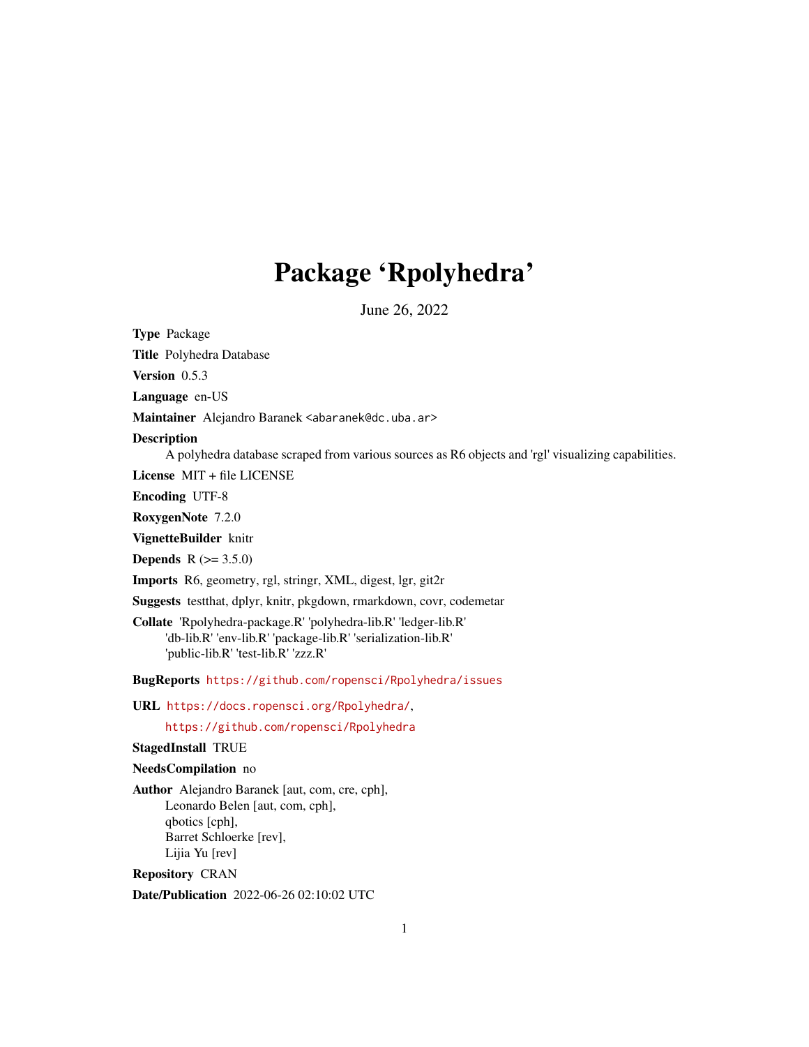# Package 'Rpolyhedra'

June 26, 2022

**Type** Package

**Title** Polyhedra Database

**Version** 0.5.3

**Language** en-US

**Maintainer** Alejandro Baranek <abaranek@dc.uba.ar>

**Description** A polyhedra database scraped from various sources as R6 objects and 'rgl' visualizing capabilities.

**License** MIT + file LICENSE

**Encoding** UTF-8

**RoxygenNote** 7.2.0

**VignetteBuilder** knitr

**Depends** R (>= 3.5.0)

**Imports** R6, geometry, rgl, stringr, XML, digest, lgr, git2r

**Suggests** testthat, dplyr, knitr, pkgdown, rmarkdown, covr, codemetar

**Collate** 'Rpolyhedra-package.R' 'polyhedra-lib.R' 'ledger-lib.R' 'db-lib.R' 'env-lib.R' 'package-lib.R' 'serialization-lib.R' 'public-lib.R' 'test-lib.R' 'zzz.R'

**BugReports** https://github.com/ropensci/Rpolyhedra/issues

**URL** https://docs.ropensci.org/Rpolyhedra/, https://github.com/ropensci/Rpolyhedra

**StagedInstall** TRUE

**NeedsCompilation** no

**Author** Alejandro Baranek [aut, com, cre, cph], Leonardo Belen [aut, com, cph], qbotics [cph], Barret Schloerke [rev], Lijia Yu [rev]

**Repository** CRAN

**Date/Publication** 2022-06-26 02:10:02 UTC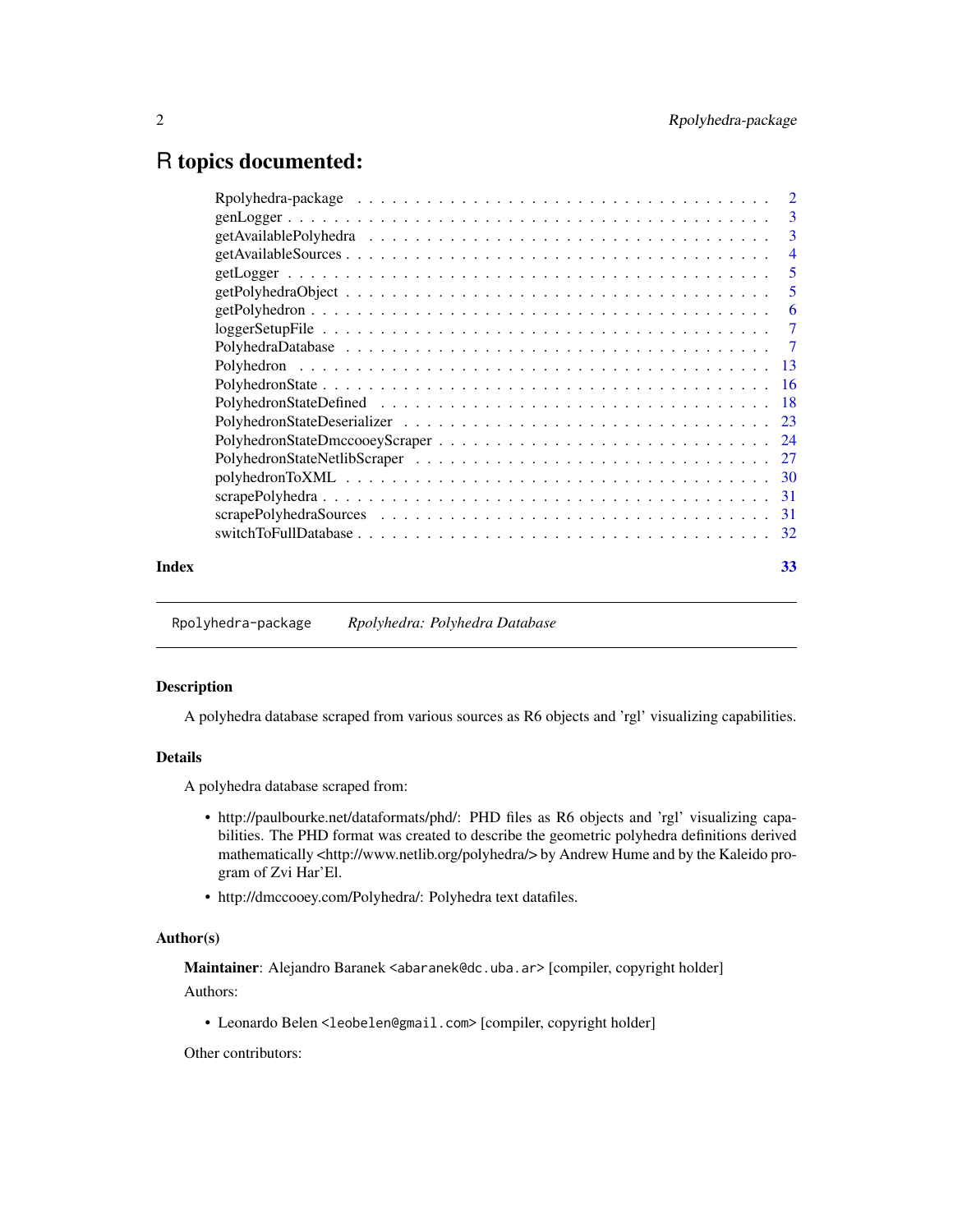# R topics documented:

| | |
|---|---|
| Rpolyhedra-package | 2 |
| genLogger | 3 |
| getAvailablePolyhedra | 3 |
| getAvailableSources | 4 |
| getLogger | 5 |
| getPolyhedraObject | 5 |
| getPolyhedron | 6 |
| loggerSetupFile | 7 |
| PolyhedraDatabase | 7 |
| Polyhedron | 13 |
| PolyhedronState | 16 |
| PolyhedronStateDefined | 18 |
| PolyhedronStateDeserializer | 23 |
| PolyhedronStateDmccooeyScraper | 24 |
| PolyhedronStateNetlibScraper | 27 |
| polyhedronToXML | 30 |
| scrapePolyhedra | 31 |
| scrapePolyhedraSources | 31 |
| switchToFullDatabase | 32 |
| **Index** | **33** |

---

Rpolyhedra-package *Rpolyhedra: Polyhedra Database*

---

## Description

A polyhedra database scraped from various sources as R6 objects and 'rgl' visualizing capabilities.

## Details

A polyhedra database scraped from:

- http://paulbourke.net/dataformats/phd/: PHD files as R6 objects and 'rgl' visualizing capabilities. The PHD format was created to describe the geometric polyhedra definitions derived mathematically <http://www.netlib.org/polyhedra/> by Andrew Hume and by the Kaleido program of Zvi Har'El.
- http://dmccooey.com/Polyhedra/: Polyhedra text datafiles.

## Author(s)

**Maintainer**: Alejandro Baranek <abaranek@dc.uba.ar> [compiler, copyright holder]

Authors:

- Leonardo Belen <leobelen@gmail.com> [compiler, copyright holder]

Other contributors: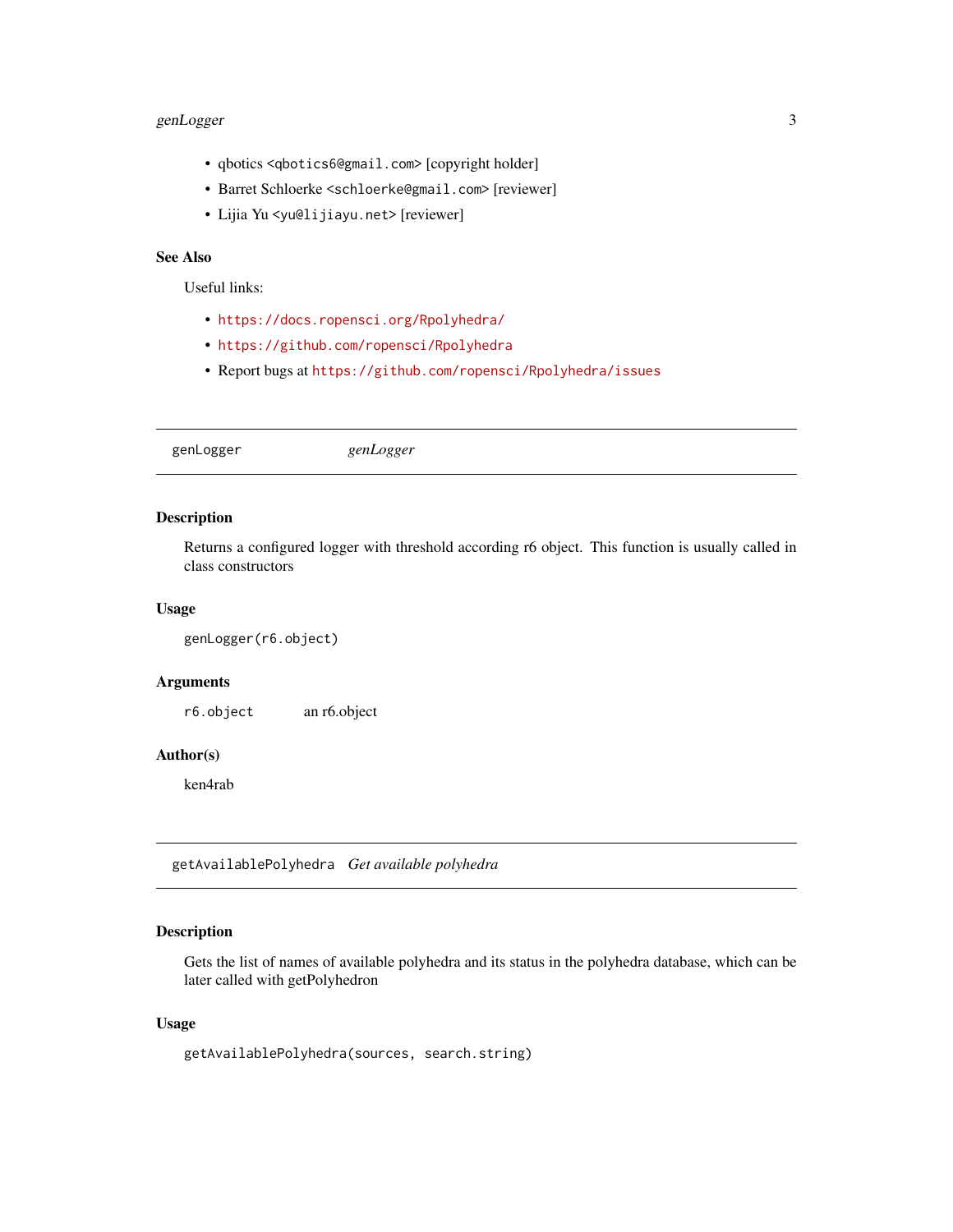- qbotics <qbotics6@gmail.com> [copyright holder]
- Barret Schloerke <schloerke@gmail.com> [reviewer]
- Lijia Yu <yu@lijiayu.net> [reviewer]

### See Also

Useful links:

- https://docs.ropensci.org/Rpolyhedra/
- https://github.com/ropensci/Rpolyhedra
- Report bugs at https://github.com/ropensci/Rpolyhedra/issues

---

## genLogger *genLogger*

---

### Description

Returns a configured logger with threshold according r6 object. This function is usually called in class constructors

### Usage

```
genLogger(r6.object)
```

### Arguments

| | |
|---|---|
| `r6.object` | an r6.object |

### Author(s)

ken4rab

---

## getAvailablePolyhedra *Get available polyhedra*

---

### Description

Gets the list of names of available polyhedra and its status in the polyhedra database, which can be later called with getPolyhedron

### Usage

```
getAvailablePolyhedra(sources, search.string)
```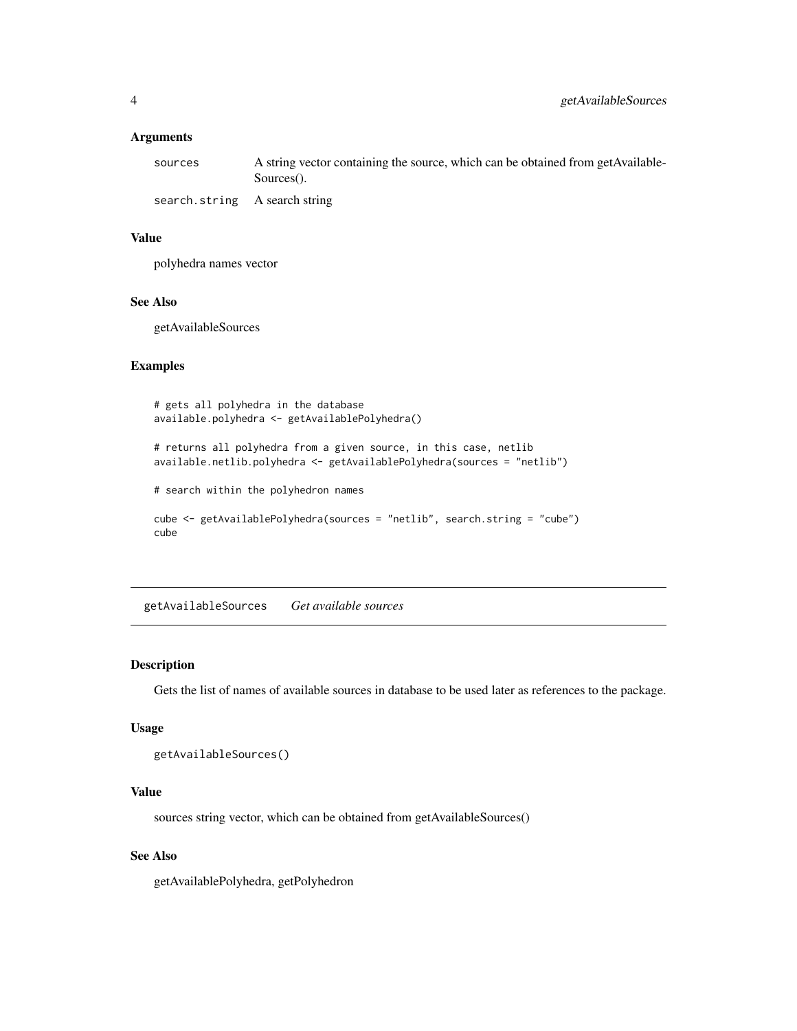### Arguments

| | |
|---|---|
| sources | A string vector containing the source, which can be obtained from getAvailableSources(). |
| search.string | A search string |

### Value

polyhedra names vector

### See Also

getAvailableSources

### Examples

```
# gets all polyhedra in the database
available.polyhedra <- getAvailablePolyhedra()

# returns all polyhedra from a given source, in this case, netlib
available.netlib.polyhedra <- getAvailablePolyhedra(sources = "netlib")

# search within the polyhedron names

cube <- getAvailablePolyhedra(sources = "netlib", search.string = "cube")
cube
```

## getAvailableSources *Get available sources*

### Description

Gets the list of names of available sources in database to be used later as references to the package.

### Usage

```
getAvailableSources()
```

### Value

sources string vector, which can be obtained from getAvailableSources()

### See Also

getAvailablePolyhedra, getPolyhedron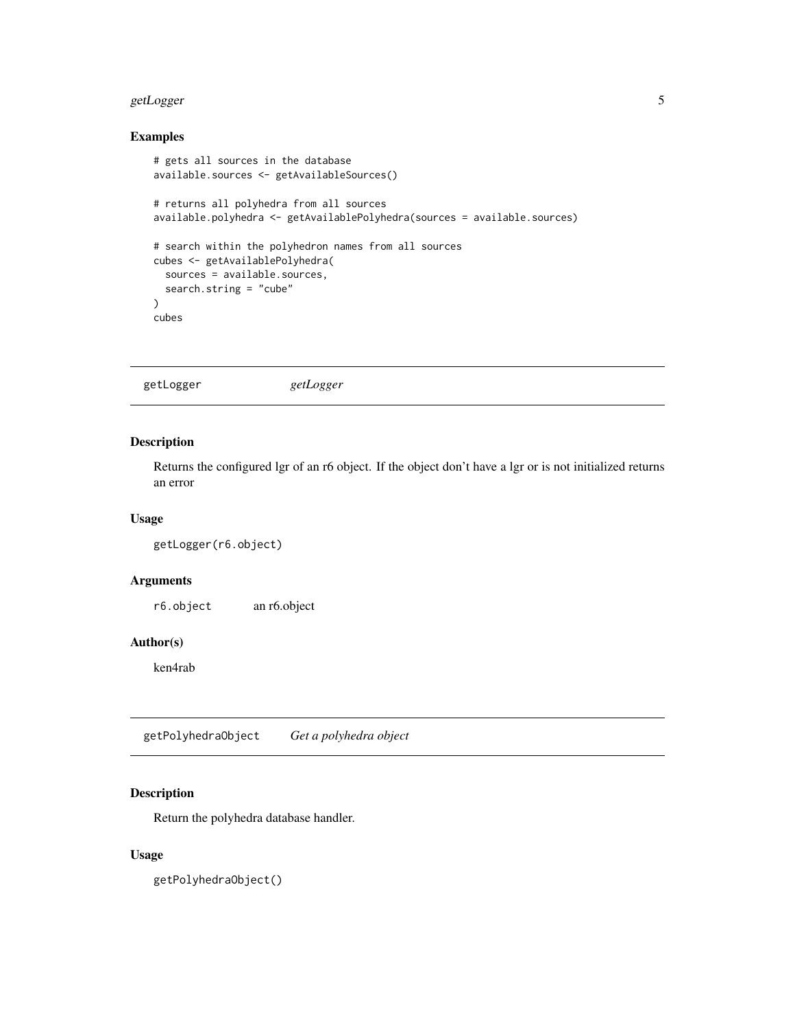## Examples

```
# gets all sources in the database
available.sources <- getAvailableSources()

# returns all polyhedra from all sources
available.polyhedra <- getAvailablePolyhedra(sources = available.sources)

# search within the polyhedron names from all sources
cubes <- getAvailablePolyhedra(
  sources = available.sources,
  search.string = "cube"
)
cubes
```

---

# getLogger *getLogger*

---

## Description

Returns the configured lgr of an r6 object. If the object don't have a lgr or is not initialized returns an error

## Usage

```
getLogger(r6.object)
```

## Arguments

| | |
|---|---|
| r6.object | an r6.object |

## Author(s)

ken4rab

---

# getPolyhedraObject *Get a polyhedra object*

---

## Description

Return the polyhedra database handler.

## Usage

```
getPolyhedraObject()
```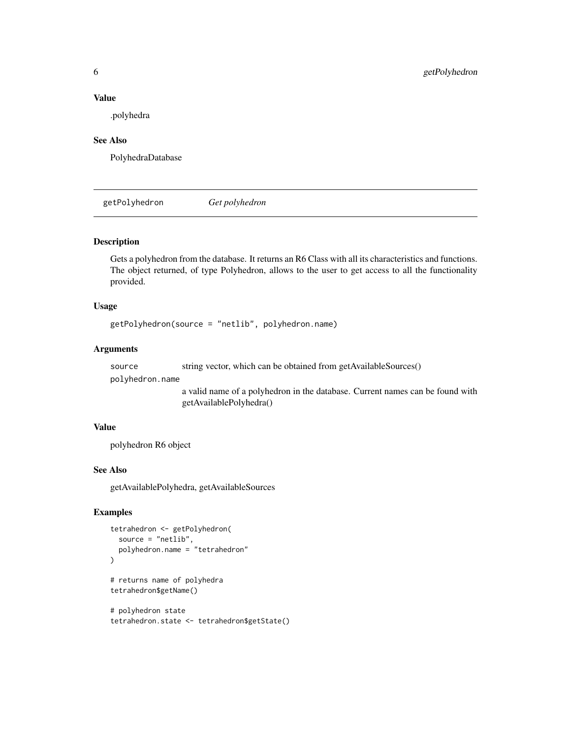### Value

.polyhedra

### See Also

PolyhedraDatabase

---

## getPolyhedron *Get polyhedron*

---

### Description

Gets a polyhedron from the database. It returns an R6 Class with all its characteristics and functions. The object returned, of type Polyhedron, allows to the user to get access to all the functionality provided.

### Usage

```
getPolyhedron(source = "netlib", polyhedron.name)
```

### Arguments

| | |
|---|---|
| `source` | string vector, which can be obtained from getAvailableSources() |
| `polyhedron.name` | a valid name of a polyhedron in the database. Current names can be found with getAvailablePolyhedra() |

### Value

polyhedron R6 object

### See Also

getAvailablePolyhedra, getAvailableSources

### Examples

```
tetrahedron <- getPolyhedron(
  source = "netlib",
  polyhedron.name = "tetrahedron"
)

# returns name of polyhedra
tetrahedron$getName()

# polyhedron state
tetrahedron.state <- tetrahedron$getState()
```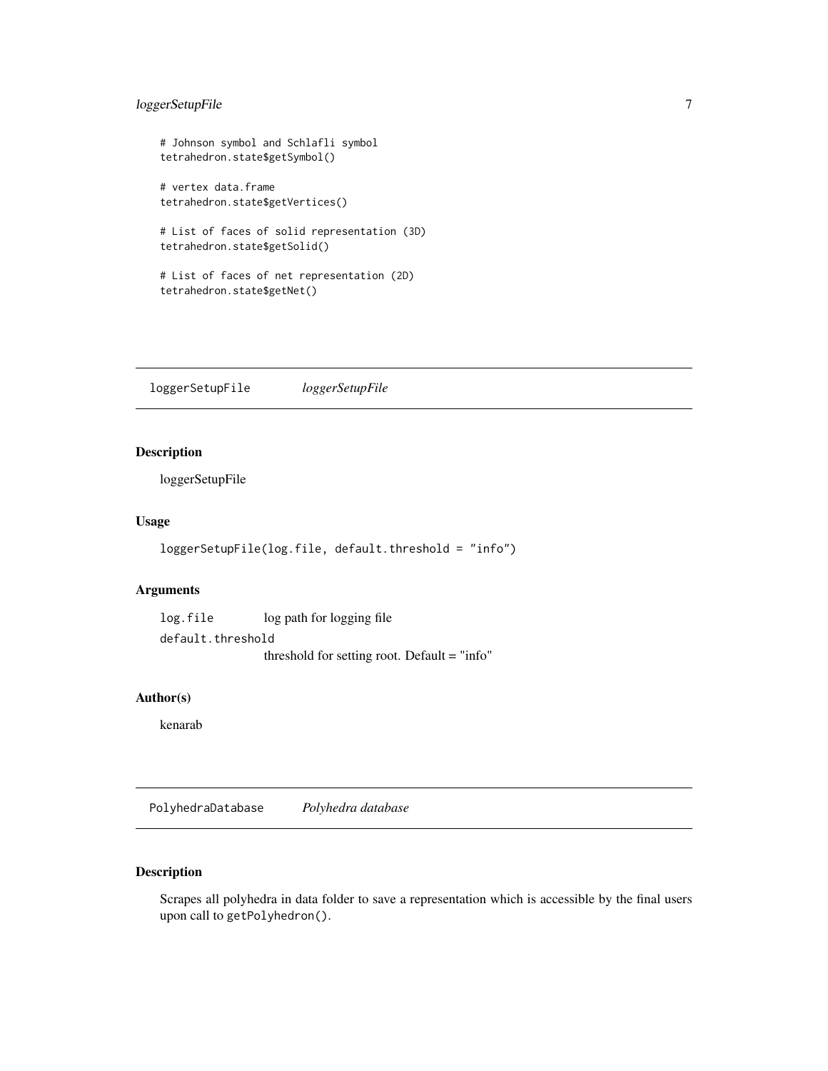```
# Johnson symbol and Schlafli symbol
tetrahedron.state$getSymbol()

# vertex data.frame
tetrahedron.state$getVertices()

# List of faces of solid representation (3D)
tetrahedron.state$getSolid()

# List of faces of net representation (2D)
tetrahedron.state$getNet()
```

## loggerSetupFile *loggerSetupFile*

### Description

loggerSetupFile

### Usage

```
loggerSetupFile(log.file, default.threshold = "info")
```

### Arguments

| | |
|---|---|
| `log.file` | log path for logging file |
| `default.threshold` | threshold for setting root. Default = "info" |

### Author(s)

kenarab

## PolyhedraDatabase *Polyhedra database*

### Description

Scrapes all polyhedra in data folder to save a representation which is accessible by the final users upon call to `getPolyhedron()`.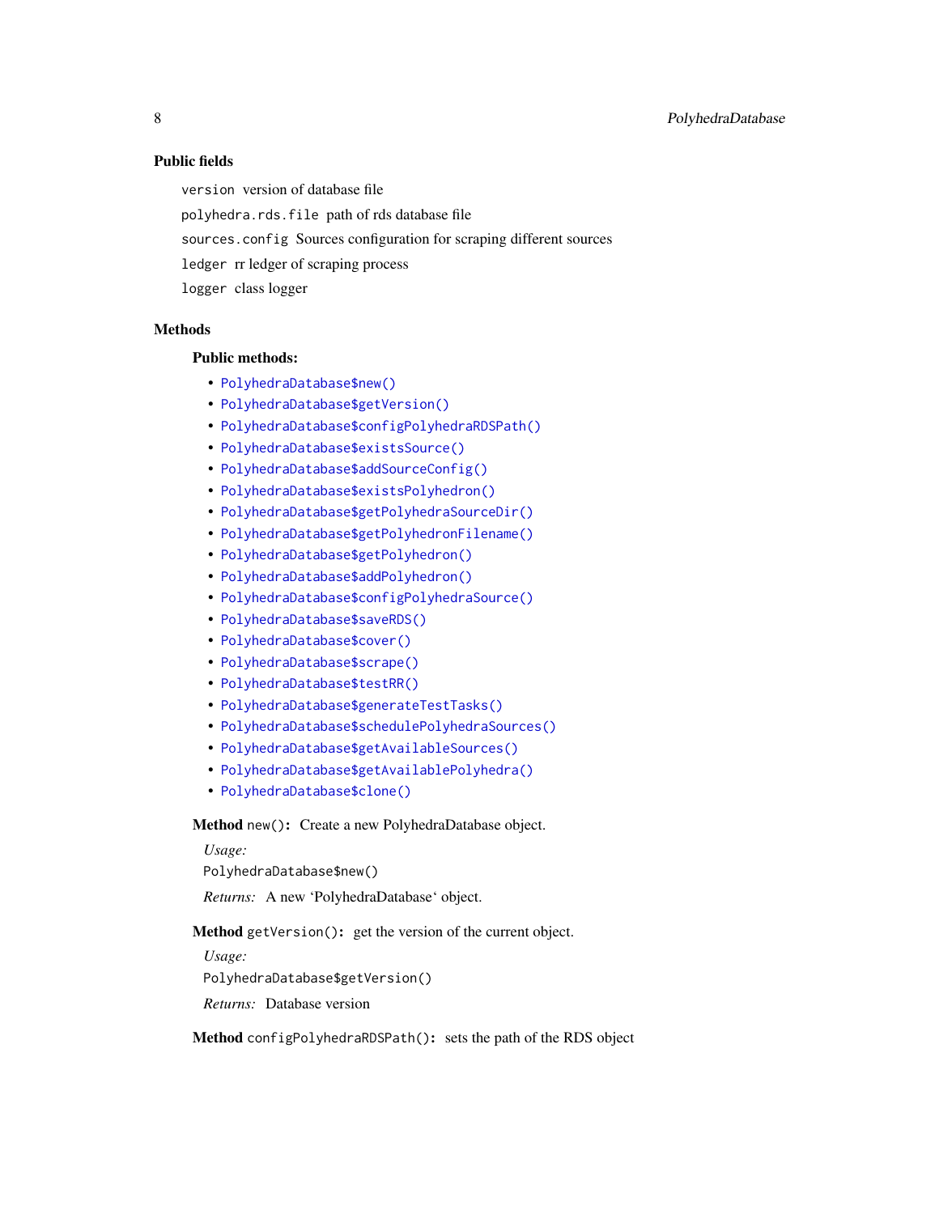### Public fields

`version` version of database file

`polyhedra.rds.file` path of rds database file

`sources.config` Sources configuration for scraping different sources

`ledger` rr ledger of scraping process

`logger` class logger

### Methods

#### Public methods:

- `PolyhedraDatabase$new()`
- `PolyhedraDatabase$getVersion()`
- `PolyhedraDatabase$configPolyhedraRDSPath()`
- `PolyhedraDatabase$existsSource()`
- `PolyhedraDatabase$addSourceConfig()`
- `PolyhedraDatabase$existsPolyhedron()`
- `PolyhedraDatabase$getPolyhedraSourceDir()`
- `PolyhedraDatabase$getPolyhedronFilename()`
- `PolyhedraDatabase$getPolyhedron()`
- `PolyhedraDatabase$addPolyhedron()`
- `PolyhedraDatabase$configPolyhedraSource()`
- `PolyhedraDatabase$saveRDS()`
- `PolyhedraDatabase$cover()`
- `PolyhedraDatabase$scrape()`
- `PolyhedraDatabase$testRR()`
- `PolyhedraDatabase$generateTestTasks()`
- `PolyhedraDatabase$schedulePolyhedraSources()`
- `PolyhedraDatabase$getAvailableSources()`
- `PolyhedraDatabase$getAvailablePolyhedra()`
- `PolyhedraDatabase$clone()`

**Method** `new()`**:** Create a new PolyhedraDatabase object.

*Usage:*

```
PolyhedraDatabase$new()
```

*Returns:* A new 'PolyhedraDatabase' object.

**Method** `getVersion()`**:** get the version of the current object.

*Usage:*

```
PolyhedraDatabase$getVersion()
```

*Returns:* Database version

**Method** `configPolyhedraRDSPath()`**:** sets the path of the RDS object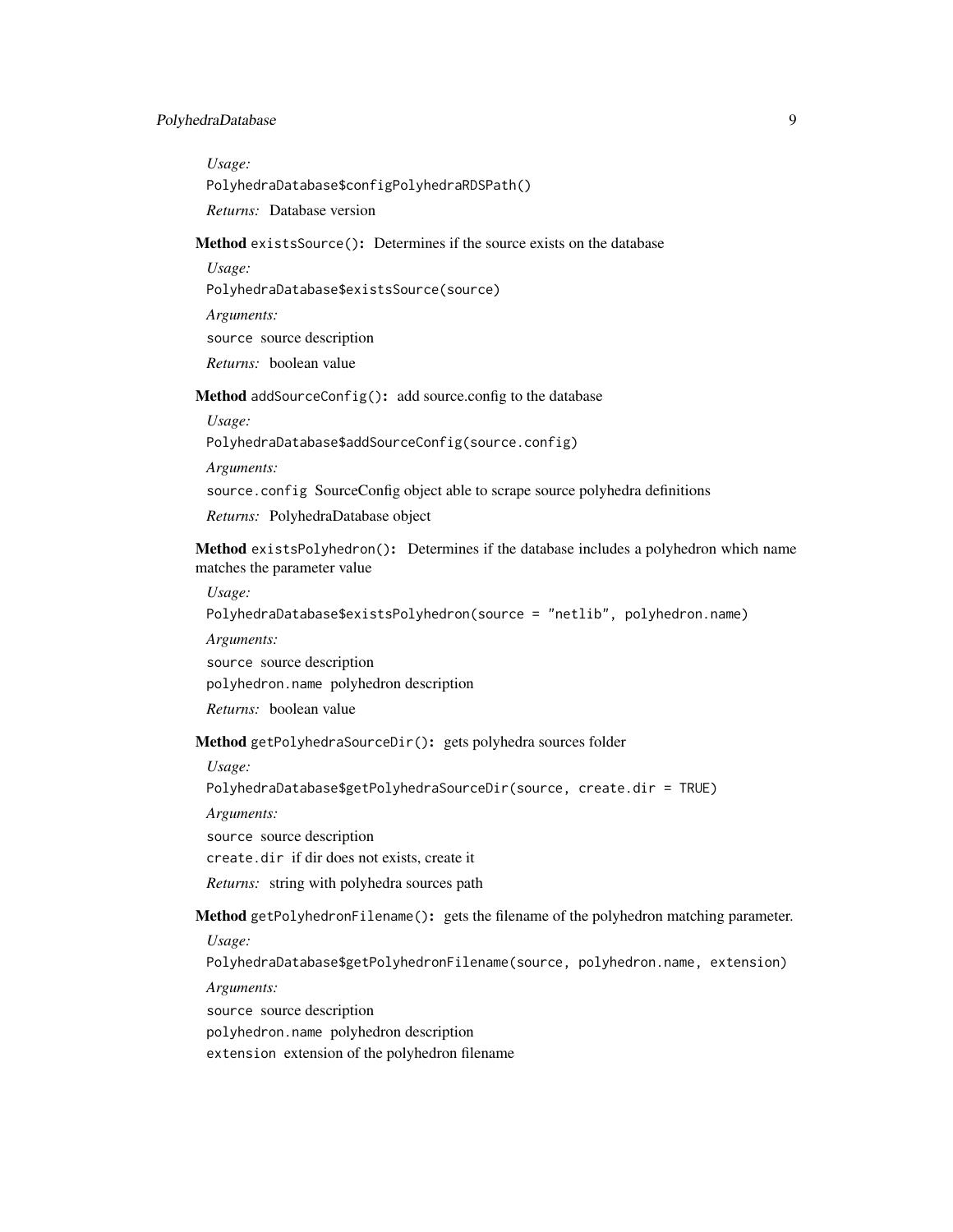*Usage:*

```
PolyhedraDatabase$configPolyhedraRDSPath()
```

*Returns:* Database version

**Method** `existsSource()`**:** Determines if the source exists on the database

*Usage:*

```
PolyhedraDatabase$existsSource(source)
```

*Arguments:*

`source` source description

*Returns:* boolean value

**Method** `addSourceConfig()`**:** add source.config to the database

*Usage:*

```
PolyhedraDatabase$addSourceConfig(source.config)
```

*Arguments:*

`source.config` SourceConfig object able to scrape source polyhedra definitions

*Returns:* PolyhedraDatabase object

**Method** `existsPolyhedron()`**:** Determines if the database includes a polyhedron which name matches the parameter value

*Usage:*

```
PolyhedraDatabase$existsPolyhedron(source = "netlib", polyhedron.name)
```

*Arguments:*

`source` source description

`polyhedron.name` polyhedron description

*Returns:* boolean value

**Method** `getPolyhedraSourceDir()`**:** gets polyhedra sources folder

*Usage:*

```
PolyhedraDatabase$getPolyhedraSourceDir(source, create.dir = TRUE)
```

*Arguments:*

`source` source description

`create.dir` if dir does not exists, create it

*Returns:* string with polyhedra sources path

**Method** `getPolyhedronFilename()`**:** gets the filename of the polyhedron matching parameter.

*Usage:*

```
PolyhedraDatabase$getPolyhedronFilename(source, polyhedron.name, extension)
```

*Arguments:*

`source` source description

`polyhedron.name` polyhedron description

`extension` extension of the polyhedron filename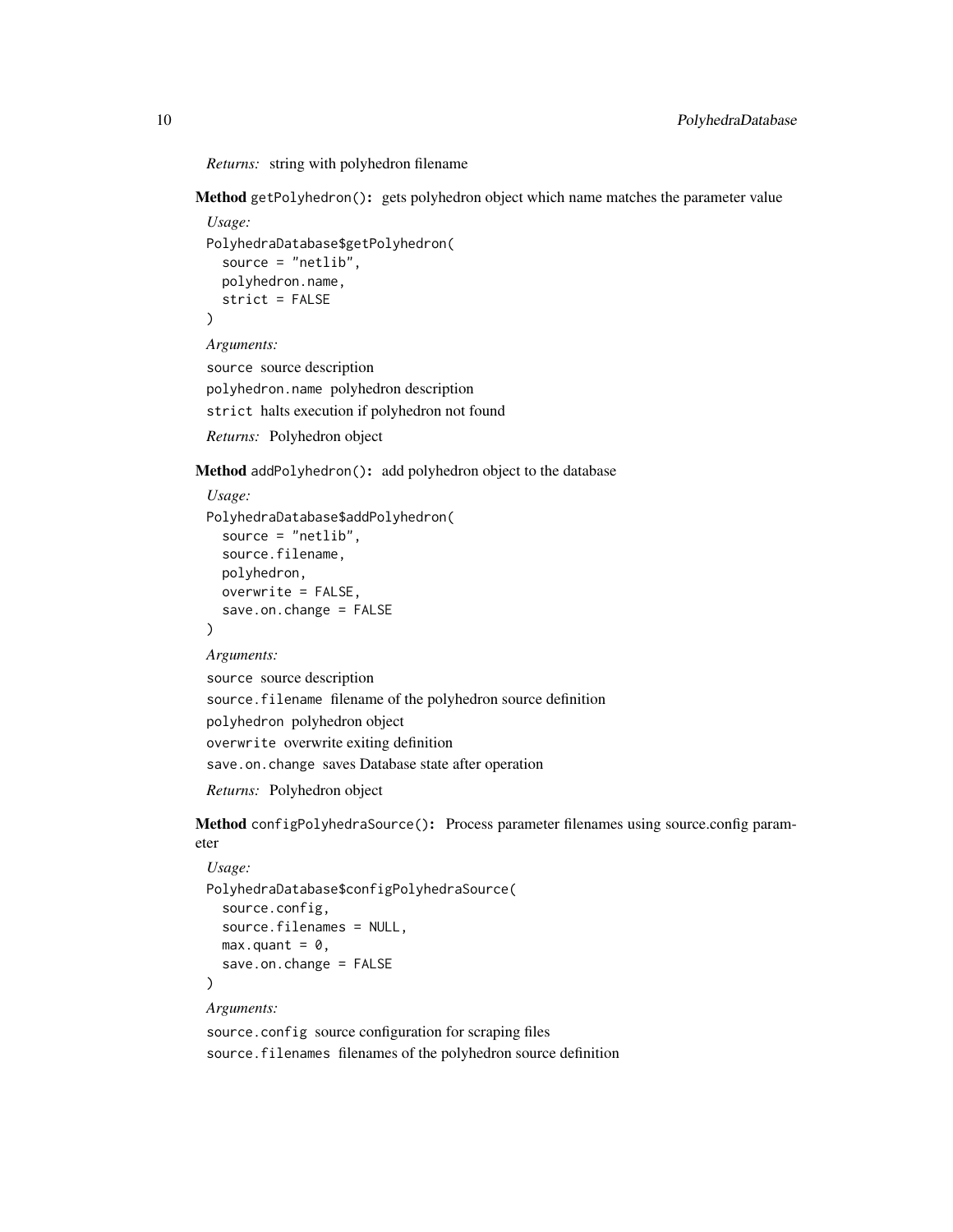*Returns:* string with polyhedron filename

**Method** `getPolyhedron()`**:** gets polyhedron object which name matches the parameter value

*Usage:*

```
PolyhedraDatabase$getPolyhedron(
  source = "netlib",
  polyhedron.name,
  strict = FALSE
)
```

*Arguments:*

`source` source description

`polyhedron.name` polyhedron description

`strict` halts execution if polyhedron not found

*Returns:* Polyhedron object

**Method** `addPolyhedron()`**:** add polyhedron object to the database

*Usage:*

```
PolyhedraDatabase$addPolyhedron(
  source = "netlib",
  source.filename,
  polyhedron,
  overwrite = FALSE,
  save.on.change = FALSE
)
```

*Arguments:*

`source` source description

`source.filename` filename of the polyhedron source definition

`polyhedron` polyhedron object

`overwrite` overwrite exiting definition

`save.on.change` saves Database state after operation

*Returns:* Polyhedron object

**Method** `configPolyhedraSource()`**:** Process parameter filenames using source.config parameter

*Usage:*

```
PolyhedraDatabase$configPolyhedraSource(
  source.config,
  source.filenames = NULL,
  max.quant = 0,
  save.on.change = FALSE
)
```

*Arguments:*

`source.config` source configuration for scraping files

`source.filenames` filenames of the polyhedron source definition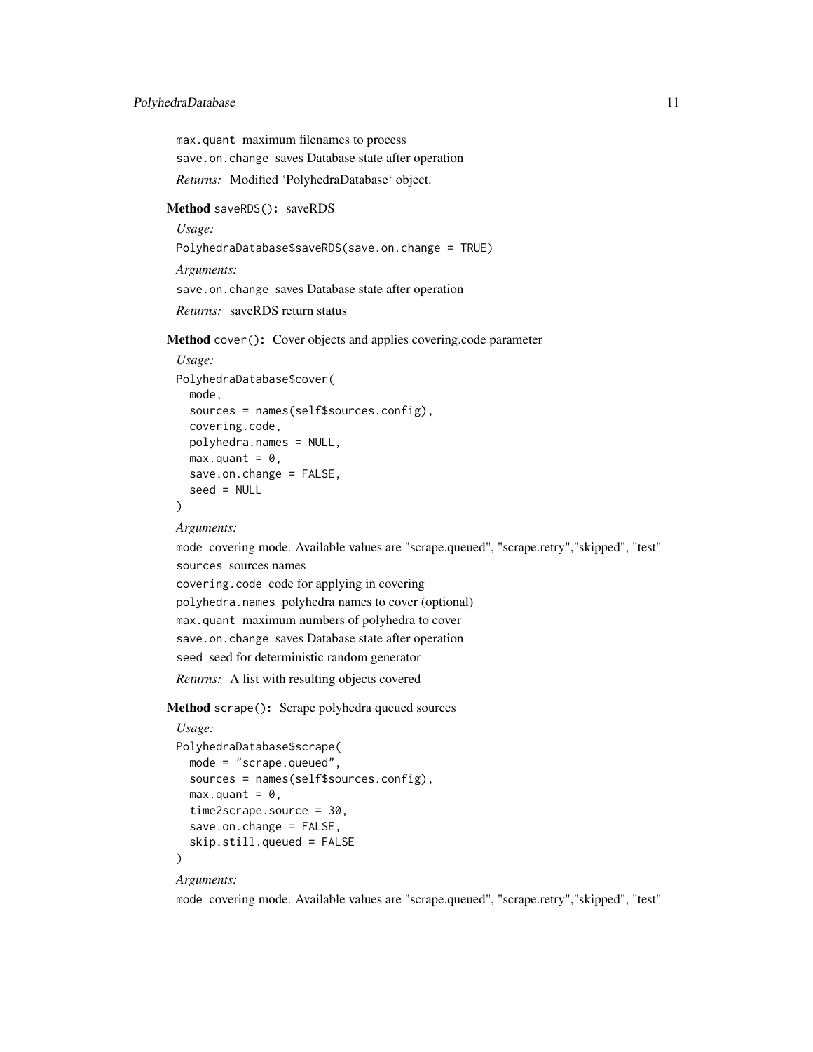`max.quant` maximum filenames to process

`save.on.change` saves Database state after operation

*Returns:* Modified ‘PolyhedraDatabase‘ object.

**Method** `saveRDS()`**:** saveRDS

*Usage:*

```
PolyhedraDatabase$saveRDS(save.on.change = TRUE)
```

*Arguments:*

`save.on.change` saves Database state after operation

*Returns:* saveRDS return status

**Method** `cover()`**:** Cover objects and applies covering.code parameter

*Usage:*

```
PolyhedraDatabase$cover(
  mode,
  sources = names(self$sources.config),
  covering.code,
  polyhedra.names = NULL,
  max.quant = 0,
  save.on.change = FALSE,
  seed = NULL
)
```

*Arguments:*

`mode` covering mode. Available values are "scrape.queued", "scrape.retry","skipped", "test"

`sources` sources names

`covering.code` code for applying in covering

`polyhedra.names` polyhedra names to cover (optional)

`max.quant` maximum numbers of polyhedra to cover

`save.on.change` saves Database state after operation

`seed` seed for deterministic random generator

*Returns:* A list with resulting objects covered

**Method** `scrape()`**:** Scrape polyhedra queued sources

*Usage:*

```
PolyhedraDatabase$scrape(
  mode = "scrape.queued",
  sources = names(self$sources.config),
  max.quant = 0,
  time2scrape.source = 30,
  save.on.change = FALSE,
  skip.still.queued = FALSE
)
```

*Arguments:*

`mode` covering mode. Available values are "scrape.queued", "scrape.retry","skipped", "test"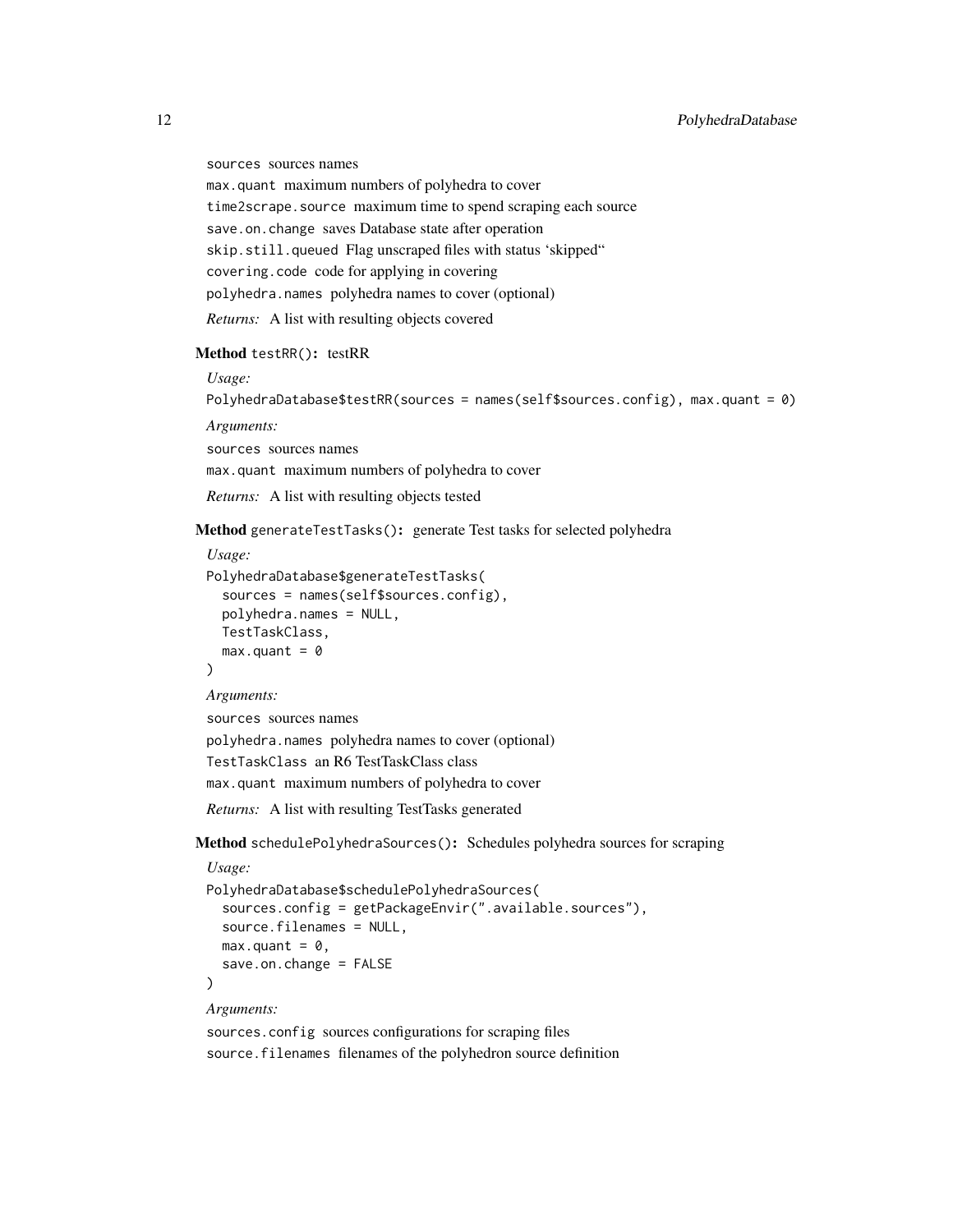`sources` sources names

`max.quant` maximum numbers of polyhedra to cover

`time2scrape.source` maximum time to spend scraping each source

`save.on.change` saves Database state after operation

`skip.still.queued` Flag unscraped files with status 'skipped"

`covering.code` code for applying in covering

`polyhedra.names` polyhedra names to cover (optional)

*Returns:* A list with resulting objects covered

**Method** `testRR()`**:** testRR

*Usage:*

```
PolyhedraDatabase$testRR(sources = names(self$sources.config), max.quant = 0)
```

*Arguments:*

`sources` sources names

`max.quant` maximum numbers of polyhedra to cover

*Returns:* A list with resulting objects tested

**Method** `generateTestTasks()`**:** generate Test tasks for selected polyhedra

*Usage:*

```
PolyhedraDatabase$generateTestTasks(
  sources = names(self$sources.config),
  polyhedra.names = NULL,
  TestTaskClass,
  max.quant = 0
)
```

*Arguments:*

`sources` sources names

`polyhedra.names` polyhedra names to cover (optional)

`TestTaskClass` an R6 TestTaskClass class

`max.quant` maximum numbers of polyhedra to cover

*Returns:* A list with resulting TestTasks generated

**Method** `schedulePolyhedraSources()`**:** Schedules polyhedra sources for scraping

*Usage:*

```
PolyhedraDatabase$schedulePolyhedraSources(
  sources.config = getPackageEnvir(".available.sources"),
  source.filenames = NULL,
  max.quant = 0,
  save.on.change = FALSE
)
```

*Arguments:*

`sources.config` sources configurations for scraping files

`source.filenames` filenames of the polyhedron source definition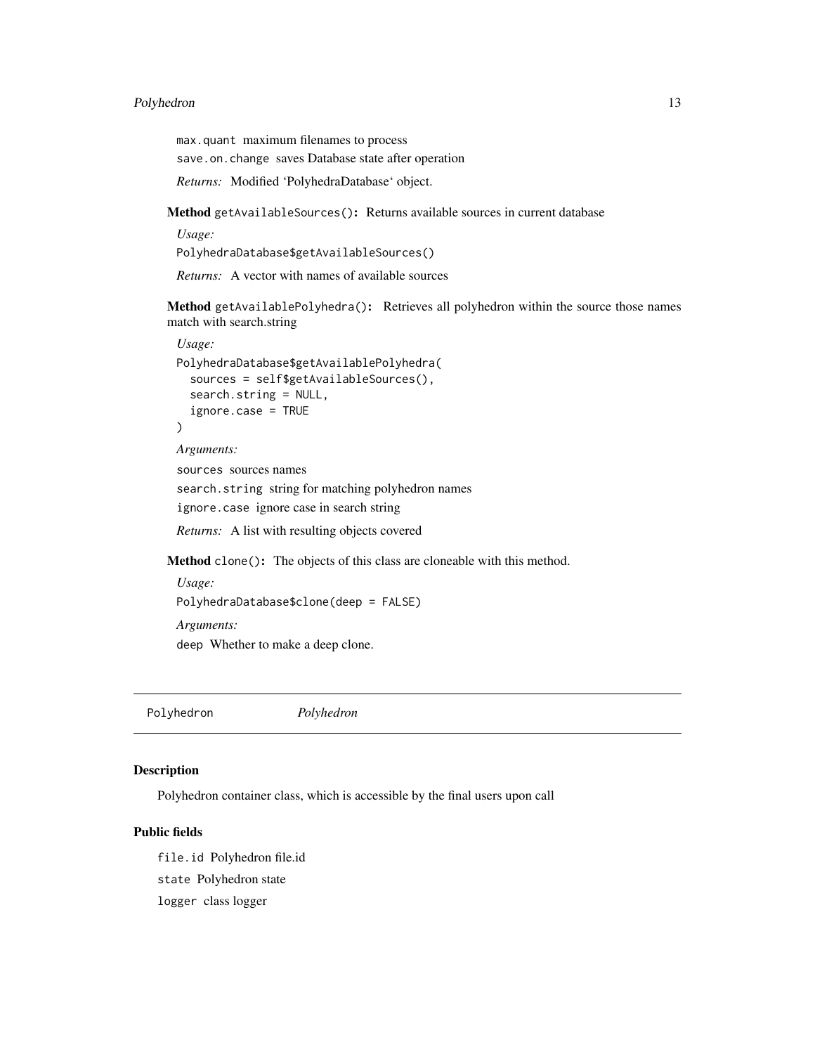`max.quant` maximum filenames to process

`save.on.change` saves Database state after operation

*Returns:* Modified 'PolyhedraDatabase' object.

**Method** `getAvailableSources()`**:** Returns available sources in current database

*Usage:*

```
PolyhedraDatabase$getAvailableSources()
```

*Returns:* A vector with names of available sources

**Method** `getAvailablePolyhedra()`**:** Retrieves all polyhedron within the source those names match with search.string

*Usage:*

```
PolyhedraDatabase$getAvailablePolyhedra(
  sources = self$getAvailableSources(),
  search.string = NULL,
  ignore.case = TRUE
)
```

*Arguments:*

`sources` sources names

`search.string` string for matching polyhedron names

`ignore.case` ignore case in search string

*Returns:* A list with resulting objects covered

**Method** `clone()`**:** The objects of this class are cloneable with this method.

*Usage:*

```
PolyhedraDatabase$clone(deep = FALSE)
```

*Arguments:*

`deep` Whether to make a deep clone.

---

`Polyhedron` *Polyhedron*

---

## Description

Polyhedron container class, which is accessible by the final users upon call

## Public fields

`file.id` Polyhedron file.id

`state` Polyhedron state

`logger` class logger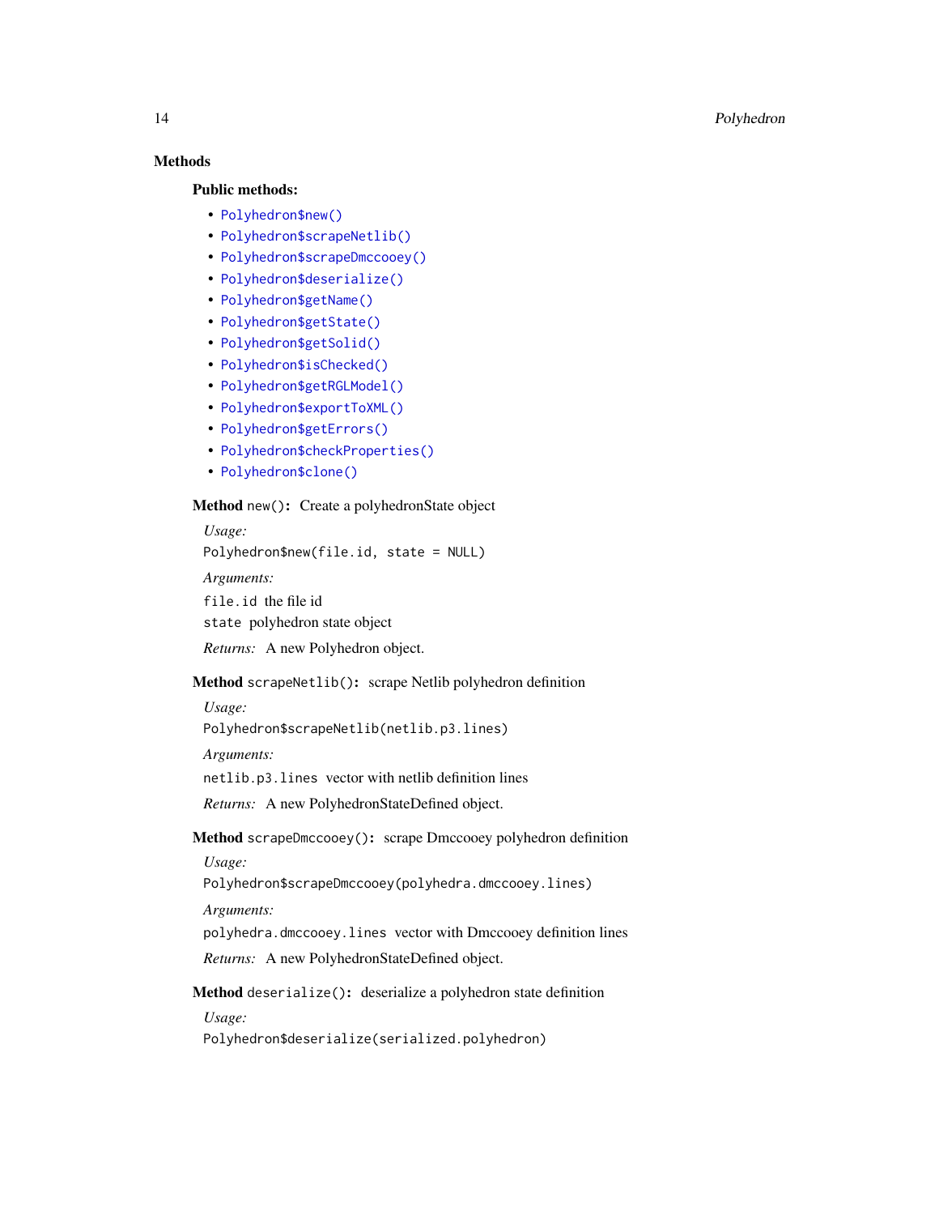## Methods

### Public methods:

- `Polyhedron$new()`
- `Polyhedron$scrapeNetlib()`
- `Polyhedron$scrapeDmccooey()`
- `Polyhedron$deserialize()`
- `Polyhedron$getName()`
- `Polyhedron$getState()`
- `Polyhedron$getSolid()`
- `Polyhedron$isChecked()`
- `Polyhedron$getRGLModel()`
- `Polyhedron$exportToXML()`
- `Polyhedron$getErrors()`
- `Polyhedron$checkProperties()`
- `Polyhedron$clone()`

**Method** `new()`**:** Create a polyhedronState object

*Usage:*

```
Polyhedron$new(file.id, state = NULL)
```

*Arguments:*

`file.id` the file id

`state` polyhedron state object

*Returns:* A new Polyhedron object.

**Method** `scrapeNetlib()`**:** scrape Netlib polyhedron definition

*Usage:*

```
Polyhedron$scrapeNetlib(netlib.p3.lines)
```

*Arguments:*

`netlib.p3.lines` vector with netlib definition lines

*Returns:* A new PolyhedronStateDefined object.

**Method** `scrapeDmccooey()`**:** scrape Dmccooey polyhedron definition

*Usage:*

```
Polyhedron$scrapeDmccooey(polyhedra.dmccooey.lines)
```

*Arguments:*

`polyhedra.dmccooey.lines` vector with Dmccooey definition lines

*Returns:* A new PolyhedronStateDefined object.

**Method** `deserialize()`**:** deserialize a polyhedron state definition

*Usage:*

```
Polyhedron$deserialize(serialized.polyhedron)
```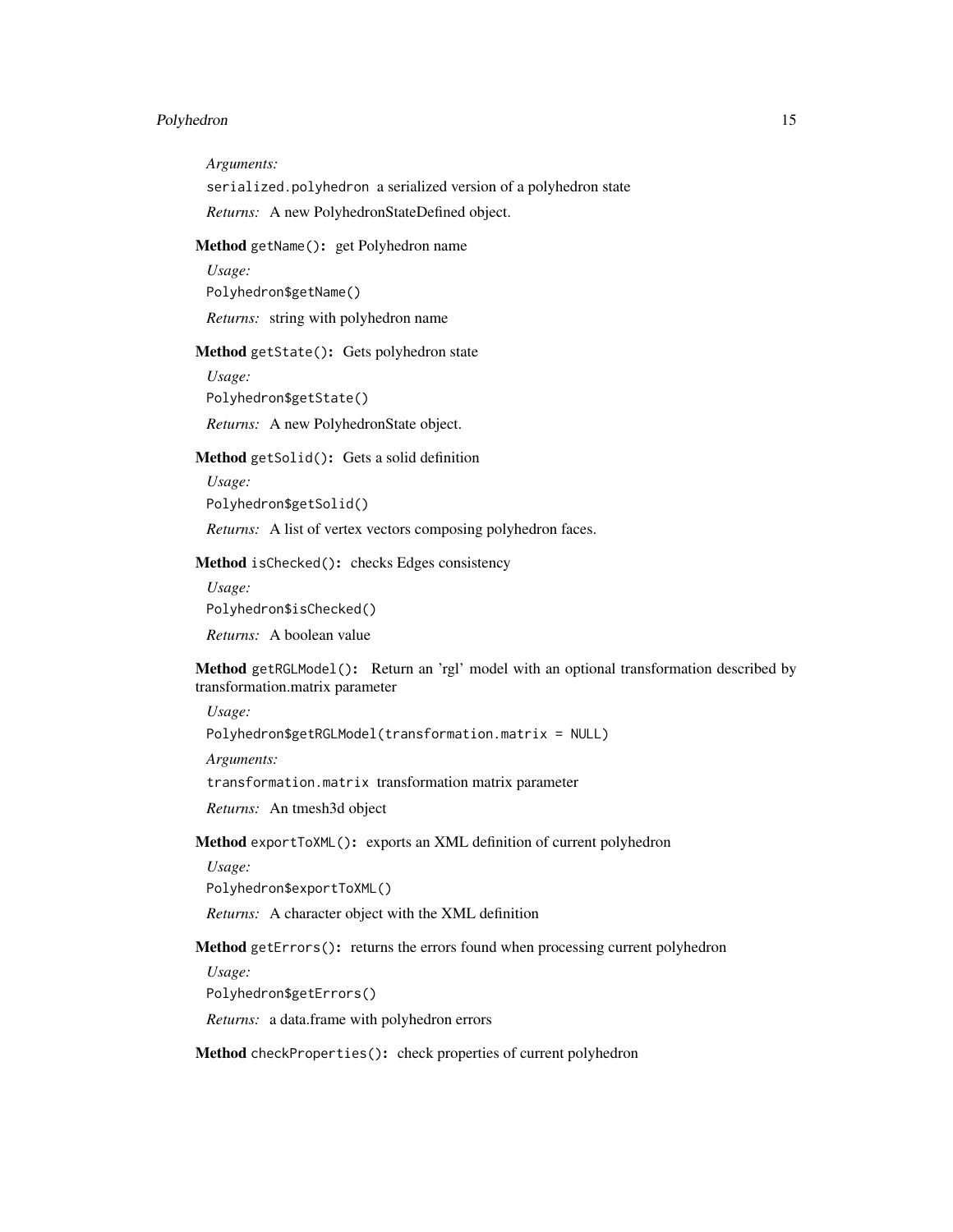*Arguments:*

`serialized.polyhedron` a serialized version of a polyhedron state

*Returns:* A new PolyhedronStateDefined object.

**Method** `getName()`**:** get Polyhedron name

*Usage:*

```
Polyhedron$getName()
```

*Returns:* string with polyhedron name

**Method** `getState()`**:** Gets polyhedron state

*Usage:*

```
Polyhedron$getState()
```

*Returns:* A new PolyhedronState object.

**Method** `getSolid()`**:** Gets a solid definition

*Usage:*

```
Polyhedron$getSolid()
```

*Returns:* A list of vertex vectors composing polyhedron faces.

**Method** `isChecked()`**:** checks Edges consistency

*Usage:*

```
Polyhedron$isChecked()
```

*Returns:* A boolean value

**Method** `getRGLModel()`**:** Return an 'rgl' model with an optional transformation described by transformation.matrix parameter

*Usage:*

```
Polyhedron$getRGLModel(transformation.matrix = NULL)
```

*Arguments:*

`transformation.matrix` transformation matrix parameter

*Returns:* An tmesh3d object

**Method** `exportToXML()`**:** exports an XML definition of current polyhedron

*Usage:*

```
Polyhedron$exportToXML()
```

*Returns:* A character object with the XML definition

**Method** `getErrors()`**:** returns the errors found when processing current polyhedron

*Usage:*

```
Polyhedron$getErrors()
```

*Returns:* a data.frame with polyhedron errors

**Method** `checkProperties()`**:** check properties of current polyhedron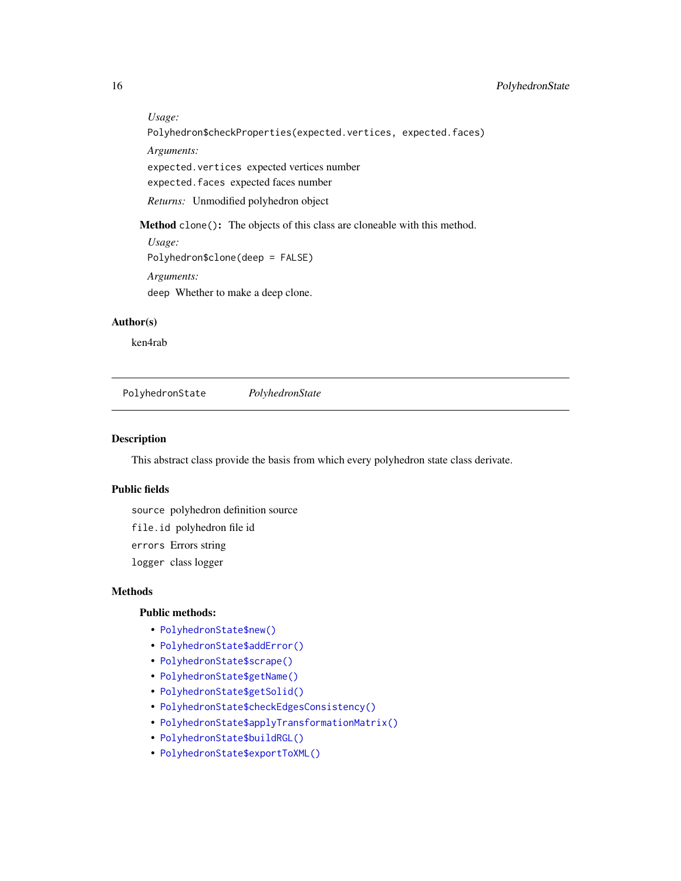*Usage:*

```
Polyhedron$checkProperties(expected.vertices, expected.faces)
```

*Arguments:*

`expected.vertices` expected vertices number

`expected.faces` expected faces number

*Returns:* Unmodified polyhedron object

**Method** `clone()`**:** The objects of this class are cloneable with this method.

*Usage:*

```
Polyhedron$clone(deep = FALSE)
```

*Arguments:*

`deep` Whether to make a deep clone.

## Author(s)

ken4rab

---

`PolyhedronState` *PolyhedronState*

---

## Description

This abstract class provide the basis from which every polyhedron state class derivate.

## Public fields

`source` polyhedron definition source

`file.id` polyhedron file id

`errors` Errors string

`logger` class logger

## Methods

### Public methods:

- `PolyhedronState$new()`
- `PolyhedronState$addError()`
- `PolyhedronState$scrape()`
- `PolyhedronState$getName()`
- `PolyhedronState$getSolid()`
- `PolyhedronState$checkEdgesConsistency()`
- `PolyhedronState$applyTransformationMatrix()`
- `PolyhedronState$buildRGL()`
- `PolyhedronState$exportToXML()`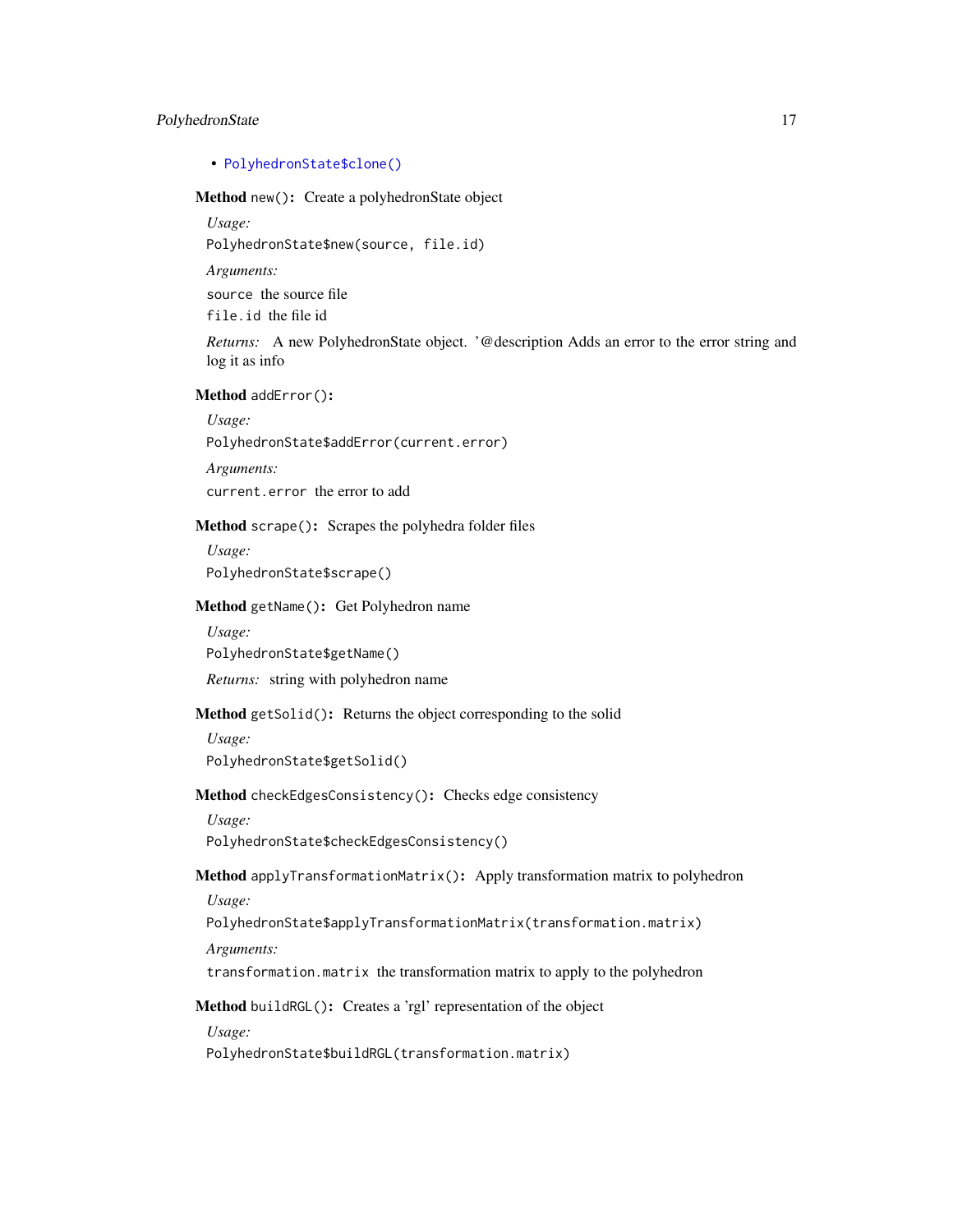- PolyhedronState$clone()

**Method** `new()`: Create a polyhedronState object

*Usage:*

```
PolyhedronState$new(source, file.id)
```

*Arguments:*

`source` the source file

`file.id` the file id

*Returns:* A new PolyhedronState object. '@description Adds an error to the error string and log it as info

**Method** `addError()`:

*Usage:*

```
PolyhedronState$addError(current.error)
```

*Arguments:*

`current.error` the error to add

**Method** `scrape()`: Scrapes the polyhedra folder files

*Usage:*

```
PolyhedronState$scrape()
```

**Method** `getName()`: Get Polyhedron name

*Usage:*

```
PolyhedronState$getName()
```

*Returns:* string with polyhedron name

**Method** `getSolid()`: Returns the object corresponding to the solid

*Usage:*

```
PolyhedronState$getSolid()
```

**Method** `checkEdgesConsistency()`: Checks edge consistency

*Usage:*

```
PolyhedronState$checkEdgesConsistency()
```

**Method** `applyTransformationMatrix()`: Apply transformation matrix to polyhedron

*Usage:*

```
PolyhedronState$applyTransformationMatrix(transformation.matrix)
```

*Arguments:*

`transformation.matrix` the transformation matrix to apply to the polyhedron

**Method** `buildRGL()`: Creates a 'rgl' representation of the object

*Usage:*

```
PolyhedronState$buildRGL(transformation.matrix)
```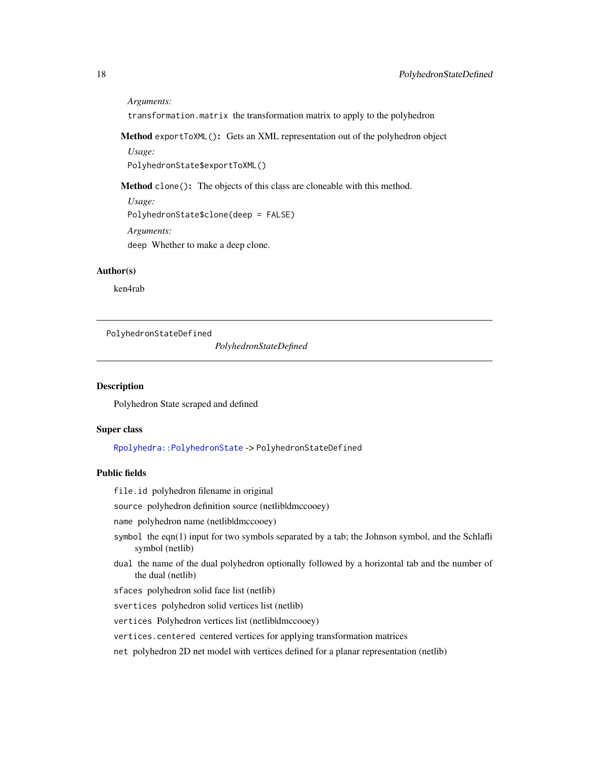*Arguments:*

`transformation.matrix` the transformation matrix to apply to the polyhedron

**Method** `exportToXML()`**:** Gets an XML representation out of the polyhedron object

*Usage:*

```
PolyhedronState$exportToXML()
```

**Method** `clone()`**:** The objects of this class are cloneable with this method.

*Usage:*

```
PolyhedronState$clone(deep = FALSE)
```

*Arguments:*

`deep` Whether to make a deep clone.

## Author(s)

ken4rab

---

`PolyhedronStateDefined` *PolyhedronStateDefined*

---

## Description

Polyhedron State scraped and defined

## Super class

`Rpolyhedra::PolyhedronState` -> `PolyhedronStateDefined`

## Public fields

`file.id` polyhedron filename in original

`source` polyhedron definition source (netlib|dmccooey)

`name` polyhedron name (netlib|dmccooey)

`symbol` the eqn(1) input for two symbols separated by a tab; the Johnson symbol, and the Schlafli symbol (netlib)

`dual` the name of the dual polyhedron optionally followed by a horizontal tab and the number of the dual (netlib)

`sfaces` polyhedron solid face list (netlib)

`svertices` polyhedron solid vertices list (netlib)

`vertices` Polyhedron vertices list (netlib|dmccooey)

`vertices.centered` centered vertices for applying transformation matrices

`net` polyhedron 2D net model with vertices defined for a planar representation (netlib)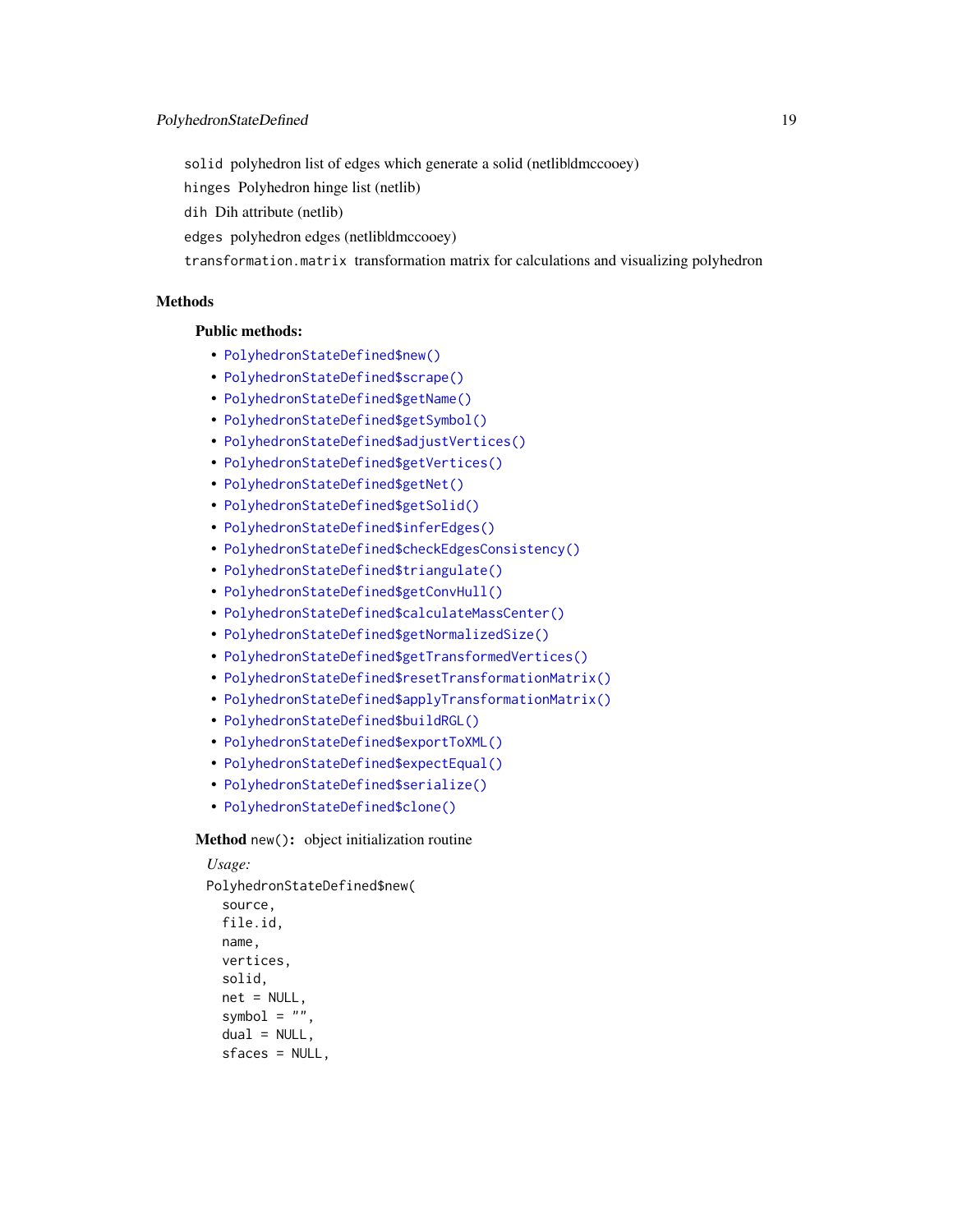`solid` polyhedron list of edges which generate a solid (netlib|dmccooey)

`hinges` Polyhedron hinge list (netlib)

`dih` Dih attribute (netlib)

`edges` polyhedron edges (netlib|dmccooey)

`transformation.matrix` transformation matrix for calculations and visualizing polyhedron

## Methods

### Public methods:

- `PolyhedronStateDefined$new()`
- `PolyhedronStateDefined$scrape()`
- `PolyhedronStateDefined$getName()`
- `PolyhedronStateDefined$getSymbol()`
- `PolyhedronStateDefined$adjustVertices()`
- `PolyhedronStateDefined$getVertices()`
- `PolyhedronStateDefined$getNet()`
- `PolyhedronStateDefined$getSolid()`
- `PolyhedronStateDefined$inferEdges()`
- `PolyhedronStateDefined$checkEdgesConsistency()`
- `PolyhedronStateDefined$triangulate()`
- `PolyhedronStateDefined$getConvHull()`
- `PolyhedronStateDefined$calculateMassCenter()`
- `PolyhedronStateDefined$getNormalizedSize()`
- `PolyhedronStateDefined$getTransformedVertices()`
- `PolyhedronStateDefined$resetTransformationMatrix()`
- `PolyhedronStateDefined$applyTransformationMatrix()`
- `PolyhedronStateDefined$buildRGL()`
- `PolyhedronStateDefined$exportToXML()`
- `PolyhedronStateDefined$expectEqual()`
- `PolyhedronStateDefined$serialize()`
- `PolyhedronStateDefined$clone()`

**Method** `new()`: object initialization routine

*Usage:*

```
PolyhedronStateDefined$new(
  source,
  file.id,
  name,
  vertices,
  solid,
  net = NULL,
  symbol = "",
  dual = NULL,
  sfaces = NULL,
```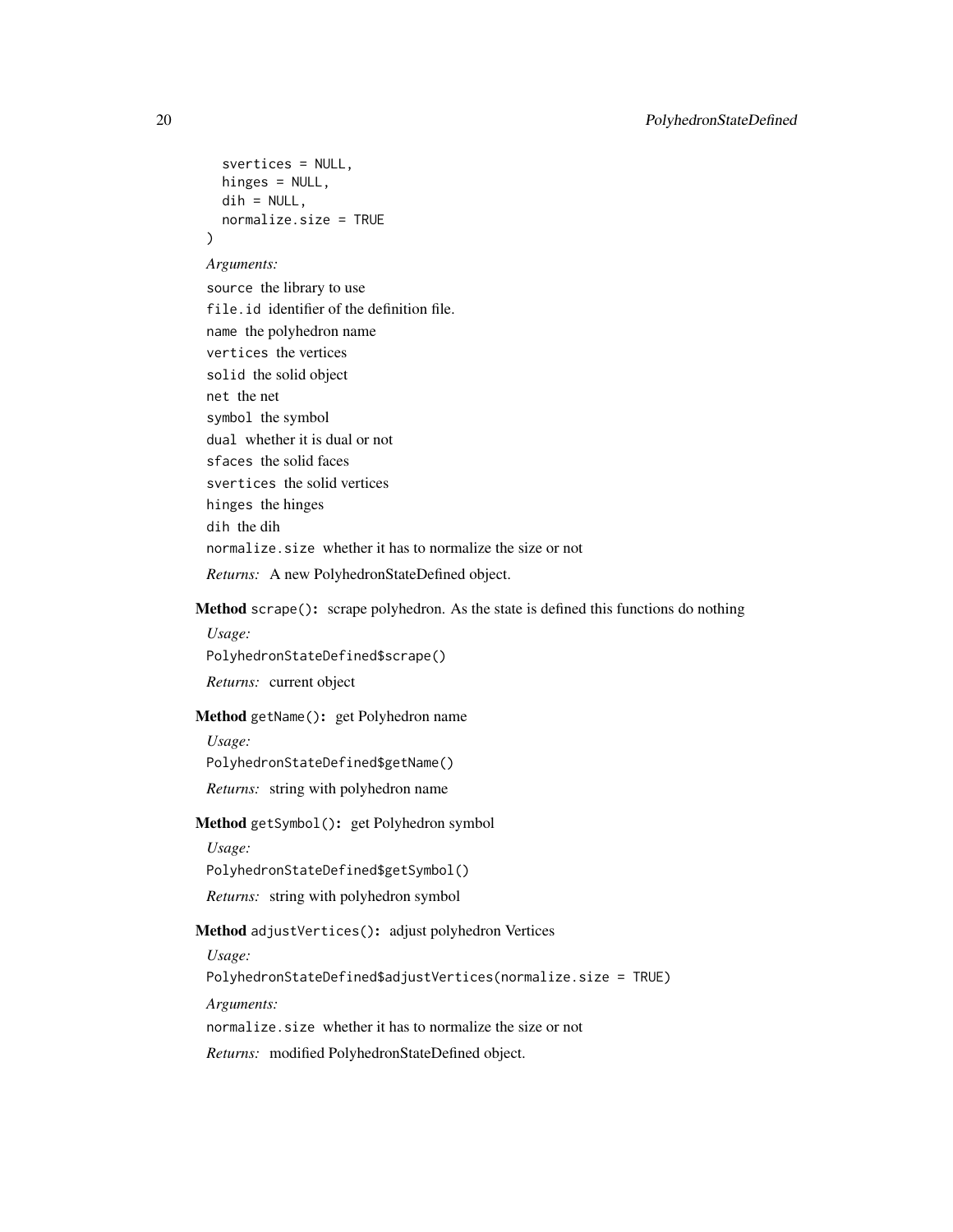```
  svertices = NULL,
  hinges = NULL,
  dih = NULL,
  normalize.size = TRUE
)
```

*Arguments:*

`source` the library to use

`file.id` identifier of the definition file.

`name` the polyhedron name

`vertices` the vertices

`solid` the solid object

`net` the net

`symbol` the symbol

`dual` whether it is dual or not

`sfaces` the solid faces

`svertices` the solid vertices

`hinges` the hinges

`dih` the dih

`normalize.size` whether it has to normalize the size or not

*Returns:* A new PolyhedronStateDefined object.

**Method** `scrape()`**:** scrape polyhedron. As the state is defined this functions do nothing

*Usage:*

```
PolyhedronStateDefined$scrape()
```

*Returns:* current object

**Method** `getName()`**:** get Polyhedron name

*Usage:*

```
PolyhedronStateDefined$getName()
```

*Returns:* string with polyhedron name

**Method** `getSymbol()`**:** get Polyhedron symbol

*Usage:*

```
PolyhedronStateDefined$getSymbol()
```

*Returns:* string with polyhedron symbol

**Method** `adjustVertices()`**:** adjust polyhedron Vertices

*Usage:*

```
PolyhedronStateDefined$adjustVertices(normalize.size = TRUE)
```

*Arguments:*

`normalize.size` whether it has to normalize the size or not

*Returns:* modified PolyhedronStateDefined object.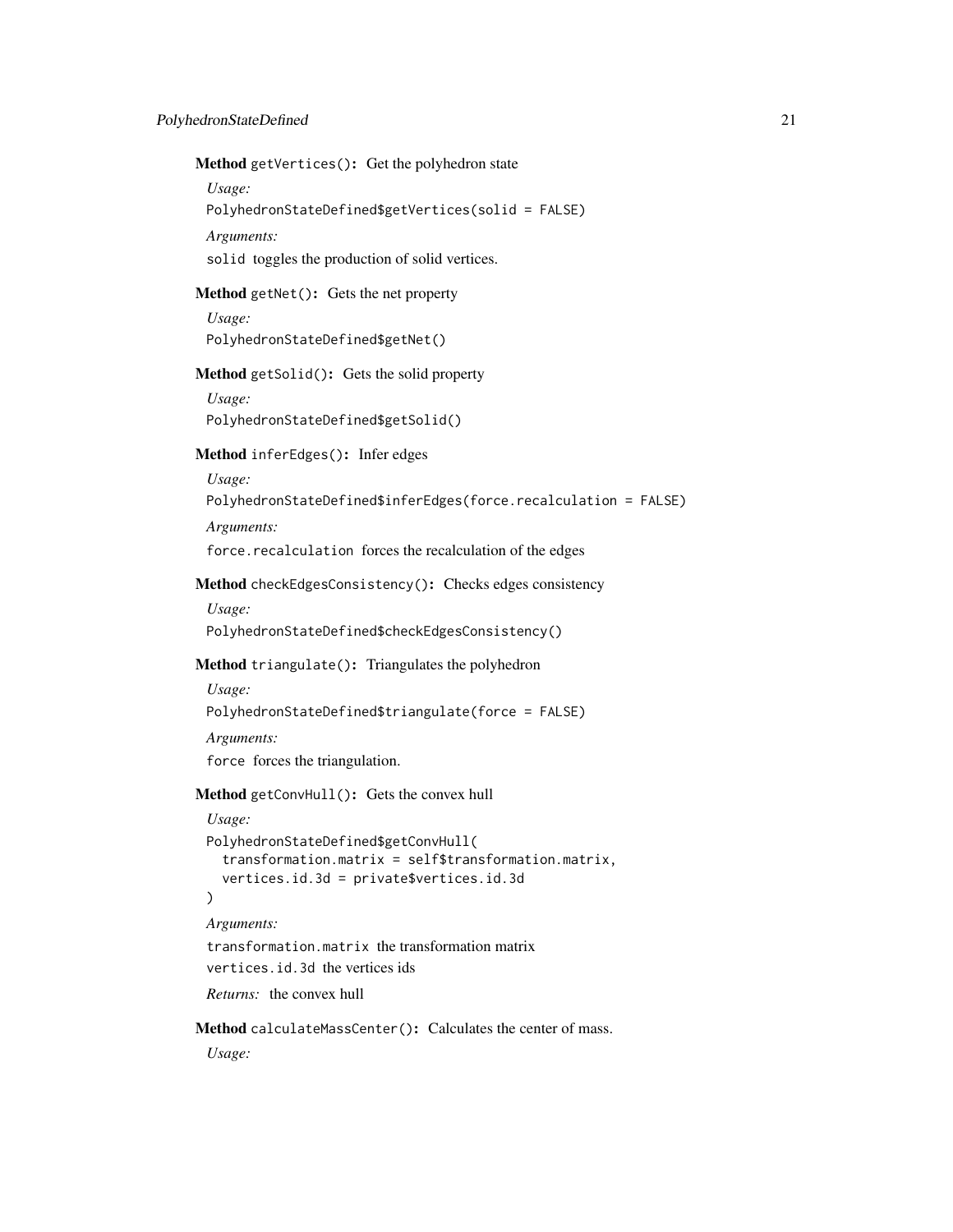**Method** `getVertices()`**:** Get the polyhedron state

*Usage:*

```
PolyhedronStateDefined$getVertices(solid = FALSE)
```

*Arguments:*

`solid` toggles the production of solid vertices.

**Method** `getNet()`**:** Gets the net property

*Usage:*

```
PolyhedronStateDefined$getNet()
```

**Method** `getSolid()`**:** Gets the solid property

*Usage:*

```
PolyhedronStateDefined$getSolid()
```

**Method** `inferEdges()`**:** Infer edges

*Usage:*

```
PolyhedronStateDefined$inferEdges(force.recalculation = FALSE)
```

*Arguments:*

`force.recalculation` forces the recalculation of the edges

**Method** `checkEdgesConsistency()`**:** Checks edges consistency

*Usage:*

```
PolyhedronStateDefined$checkEdgesConsistency()
```

**Method** `triangulate()`**:** Triangulates the polyhedron

*Usage:*

```
PolyhedronStateDefined$triangulate(force = FALSE)
```

*Arguments:*

`force` forces the triangulation.

**Method** `getConvHull()`**:** Gets the convex hull

*Usage:*

```
PolyhedronStateDefined$getConvHull(
  transformation.matrix = self$transformation.matrix,
  vertices.id.3d = private$vertices.id.3d
)
```

*Arguments:*

`transformation.matrix` the transformation matrix

`vertices.id.3d` the vertices ids

*Returns:* the convex hull

**Method** `calculateMassCenter()`**:** Calculates the center of mass.

*Usage:*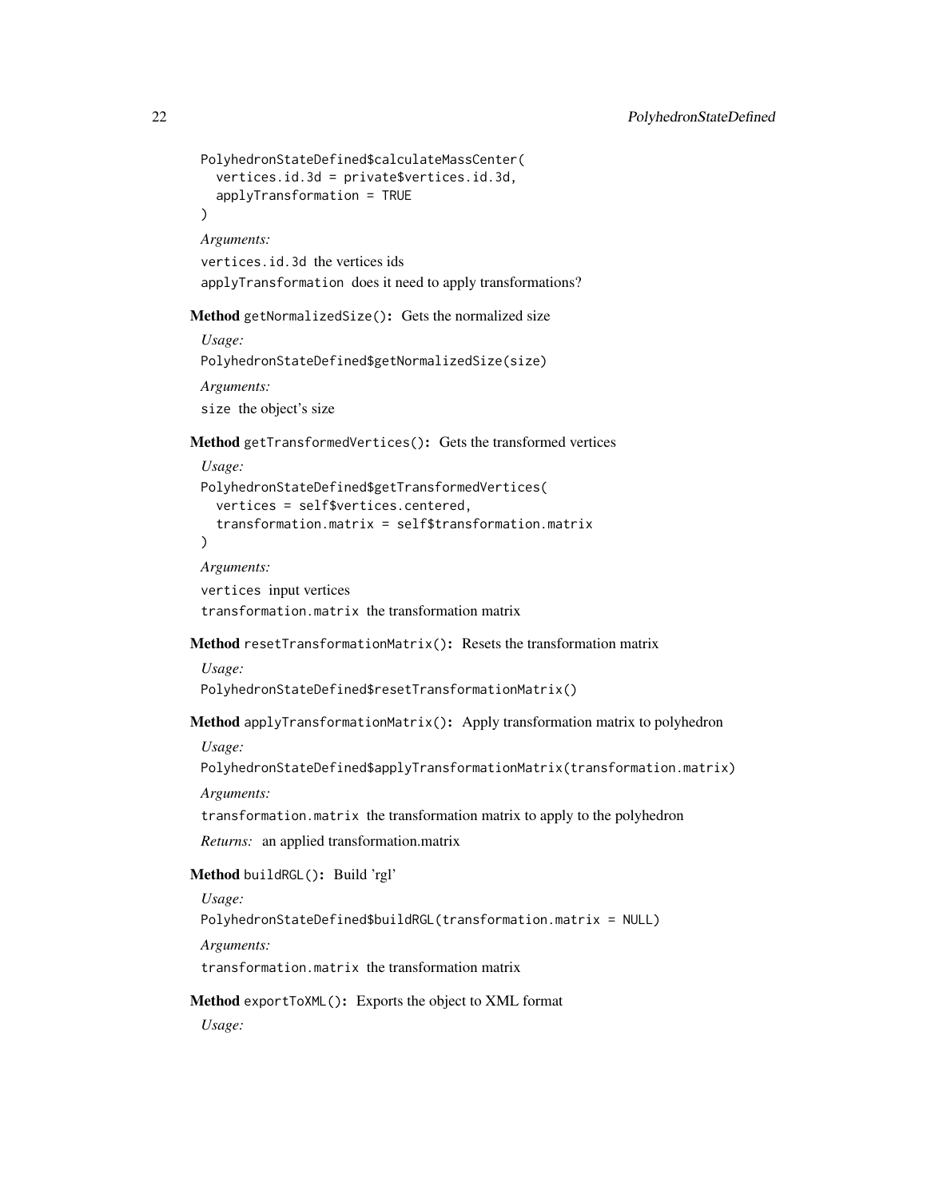```
PolyhedronStateDefined$calculateMassCenter(
  vertices.id.3d = private$vertices.id.3d,
  applyTransformation = TRUE
)
```

*Arguments:*

`vertices.id.3d` the vertices ids

`applyTransformation` does it need to apply transformations?

**Method** `getNormalizedSize()`**:** Gets the normalized size

*Usage:*

```
PolyhedronStateDefined$getNormalizedSize(size)
```

*Arguments:*

`size` the object's size

**Method** `getTransformedVertices()`**:** Gets the transformed vertices

*Usage:*

```
PolyhedronStateDefined$getTransformedVertices(
  vertices = self$vertices.centered,
  transformation.matrix = self$transformation.matrix
)
```

*Arguments:*

`vertices` input vertices

`transformation.matrix` the transformation matrix

**Method** `resetTransformationMatrix()`**:** Resets the transformation matrix

*Usage:*

```
PolyhedronStateDefined$resetTransformationMatrix()
```

**Method** `applyTransformationMatrix()`**:** Apply transformation matrix to polyhedron

*Usage:*

```
PolyhedronStateDefined$applyTransformationMatrix(transformation.matrix)
```

*Arguments:*

`transformation.matrix` the transformation matrix to apply to the polyhedron

*Returns:* an applied transformation.matrix

**Method** `buildRGL()`**:** Build 'rgl'

*Usage:*

```
PolyhedronStateDefined$buildRGL(transformation.matrix = NULL)
```

*Arguments:*

`transformation.matrix` the transformation matrix

**Method** `exportToXML()`**:** Exports the object to XML format

*Usage:*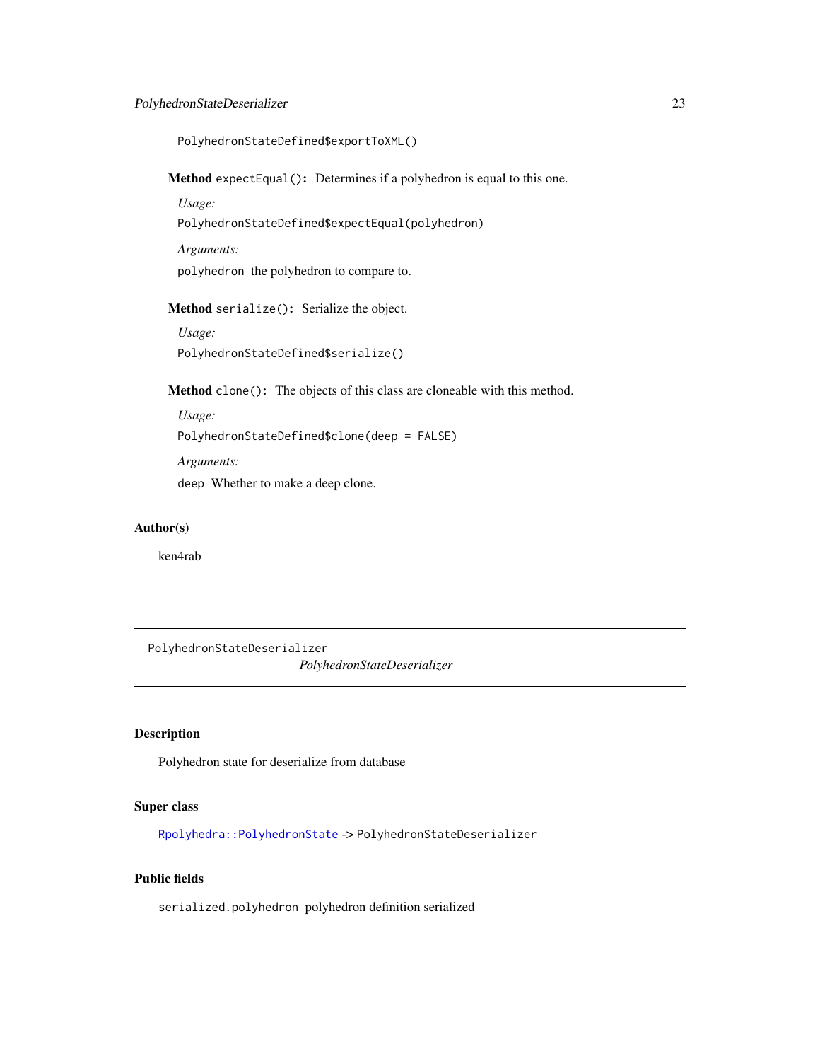```
PolyhedronStateDefined$exportToXML()
```

**Method** `expectEqual()`**:** Determines if a polyhedron is equal to this one.

*Usage:*

```
PolyhedronStateDefined$expectEqual(polyhedron)
```

*Arguments:*

`polyhedron` the polyhedron to compare to.

**Method** `serialize()`**:** Serialize the object.

*Usage:*

```
PolyhedronStateDefined$serialize()
```

**Method** `clone()`**:** The objects of this class are cloneable with this method.

*Usage:*

```
PolyhedronStateDefined$clone(deep = FALSE)
```

*Arguments:*

`deep` Whether to make a deep clone.

## Author(s)

ken4rab

---

`PolyhedronStateDeserializer` *PolyhedronStateDeserializer*

---

## Description

Polyhedron state for deserialize from database

## Super class

`Rpolyhedra::PolyhedronState` -> `PolyhedronStateDeserializer`

## Public fields

`serialized.polyhedron` polyhedron definition serialized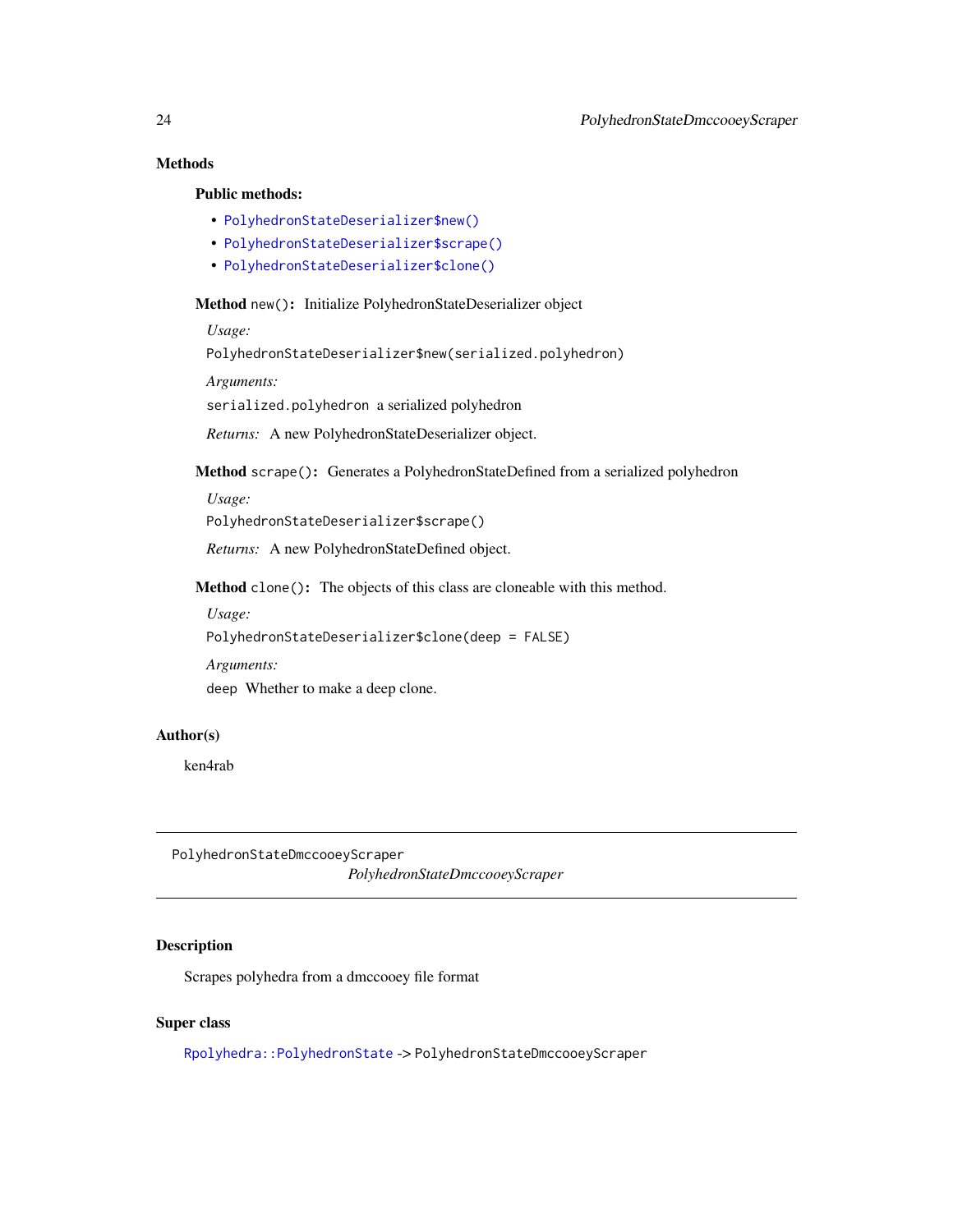## Methods

### Public methods:

- `PolyhedronStateDeserializer$new()`
- `PolyhedronStateDeserializer$scrape()`
- `PolyhedronStateDeserializer$clone()`

**Method** `new()`**:** Initialize PolyhedronStateDeserializer object

*Usage:*

```
PolyhedronStateDeserializer$new(serialized.polyhedron)
```

*Arguments:*

`serialized.polyhedron` a serialized polyhedron

*Returns:* A new PolyhedronStateDeserializer object.

**Method** `scrape()`**:** Generates a PolyhedronStateDefined from a serialized polyhedron

*Usage:*

```
PolyhedronStateDeserializer$scrape()
```

*Returns:* A new PolyhedronStateDefined object.

**Method** `clone()`**:** The objects of this class are cloneable with this method.

*Usage:*

```
PolyhedronStateDeserializer$clone(deep = FALSE)
```

*Arguments:*

`deep` Whether to make a deep clone.

## Author(s)

ken4rab

---

`PolyhedronStateDmccooeyScraper`
*PolyhedronStateDmccooeyScraper*

---

## Description

Scrapes polyhedra from a dmccooey file format

## Super class

`Rpolyhedra::PolyhedronState` -> `PolyhedronStateDmccooeyScraper`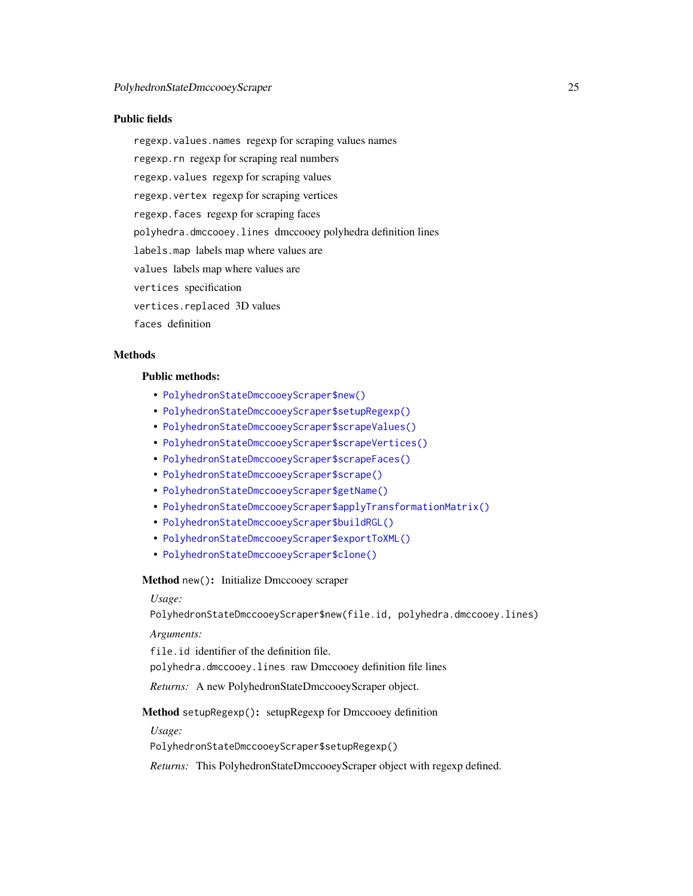### Public fields

`regexp.values.names` regexp for scraping values names

`regexp.rn` regexp for scraping real numbers

`regexp.values` regexp for scraping values

`regexp.vertex` regexp for scraping vertices

`regexp.faces` regexp for scraping faces

`polyhedra.dmccooey.lines` dmccooey polyhedra definition lines

`labels.map` labels map where values are

`values` labels map where values are

`vertices` specification

`vertices.replaced` 3D values

`faces` definition

### Methods

#### Public methods:

- `PolyhedronStateDmccooeyScraper$new()`
- `PolyhedronStateDmccooeyScraper$setupRegexp()`
- `PolyhedronStateDmccooeyScraper$scrapeValues()`
- `PolyhedronStateDmccooeyScraper$scrapeVertices()`
- `PolyhedronStateDmccooeyScraper$scrapeFaces()`
- `PolyhedronStateDmccooeyScraper$scrape()`
- `PolyhedronStateDmccooeyScraper$getName()`
- `PolyhedronStateDmccooeyScraper$applyTransformationMatrix()`
- `PolyhedronStateDmccooeyScraper$buildRGL()`
- `PolyhedronStateDmccooeyScraper$exportToXML()`
- `PolyhedronStateDmccooeyScraper$clone()`

**Method** `new()`**:** Initialize Dmccooey scraper

*Usage:*

```
PolyhedronStateDmccooeyScraper$new(file.id, polyhedra.dmccooey.lines)
```

*Arguments:*

`file.id` identifier of the definition file.

`polyhedra.dmccooey.lines` raw Dmccooey definition file lines

*Returns:* A new PolyhedronStateDmccooeyScraper object.

**Method** `setupRegexp()`**:** setupRegexp for Dmccooey definition

*Usage:*

```
PolyhedronStateDmccooeyScraper$setupRegexp()
```

*Returns:* This PolyhedronStateDmccooeyScraper object with regexp defined.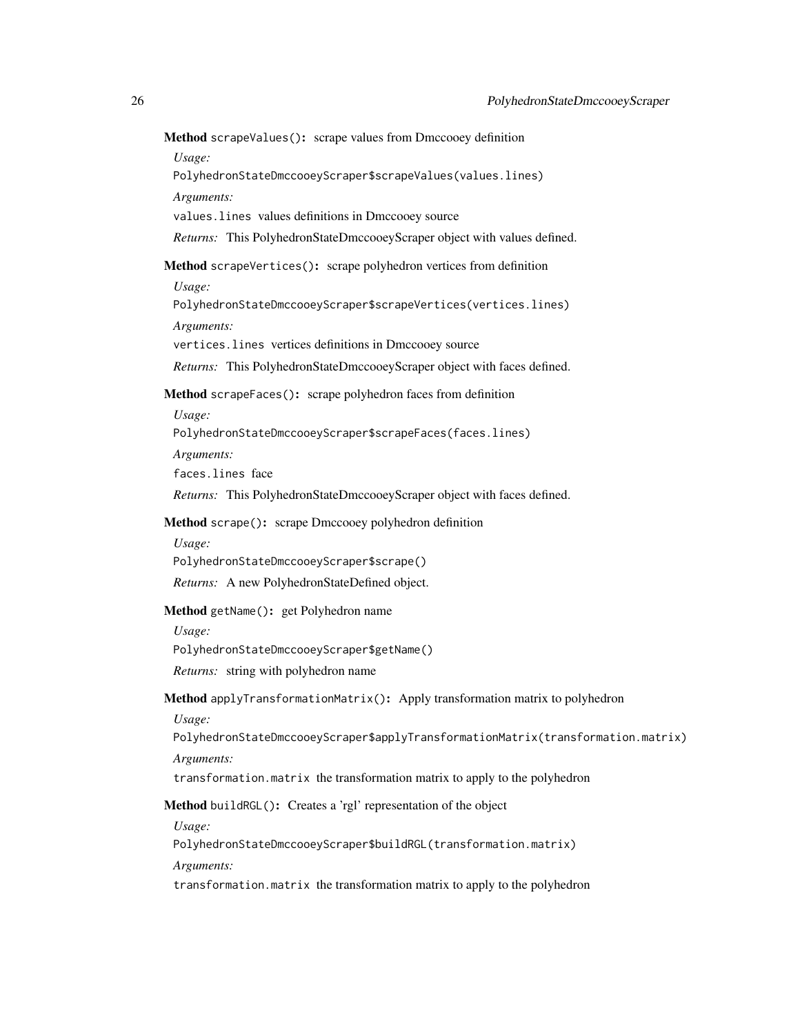**Method** `scrapeValues()`**:** scrape values from Dmccooey definition

*Usage:*

```
PolyhedronStateDmccooeyScraper$scrapeValues(values.lines)
```

*Arguments:*

`values.lines` values definitions in Dmccooey source

*Returns:* This PolyhedronStateDmccooeyScraper object with values defined.

**Method** `scrapeVertices()`**:** scrape polyhedron vertices from definition

*Usage:*

```
PolyhedronStateDmccooeyScraper$scrapeVertices(vertices.lines)
```

*Arguments:*

`vertices.lines` vertices definitions in Dmccooey source

*Returns:* This PolyhedronStateDmccooeyScraper object with faces defined.

**Method** `scrapeFaces()`**:** scrape polyhedron faces from definition

*Usage:*

```
PolyhedronStateDmccooeyScraper$scrapeFaces(faces.lines)
```

*Arguments:*

`faces.lines` face

*Returns:* This PolyhedronStateDmccooeyScraper object with faces defined.

**Method** `scrape()`**:** scrape Dmccooey polyhedron definition

*Usage:*

```
PolyhedronStateDmccooeyScraper$scrape()
```

*Returns:* A new PolyhedronStateDefined object.

**Method** `getName()`**:** get Polyhedron name

*Usage:*

```
PolyhedronStateDmccooeyScraper$getName()
```

*Returns:* string with polyhedron name

**Method** `applyTransformationMatrix()`**:** Apply transformation matrix to polyhedron

*Usage:*

```
PolyhedronStateDmccooeyScraper$applyTransformationMatrix(transformation.matrix)
```

*Arguments:*

`transformation.matrix` the transformation matrix to apply to the polyhedron

**Method** `buildRGL()`**:** Creates a 'rgl' representation of the object

*Usage:*

```
PolyhedronStateDmccooeyScraper$buildRGL(transformation.matrix)
```

*Arguments:*

`transformation.matrix` the transformation matrix to apply to the polyhedron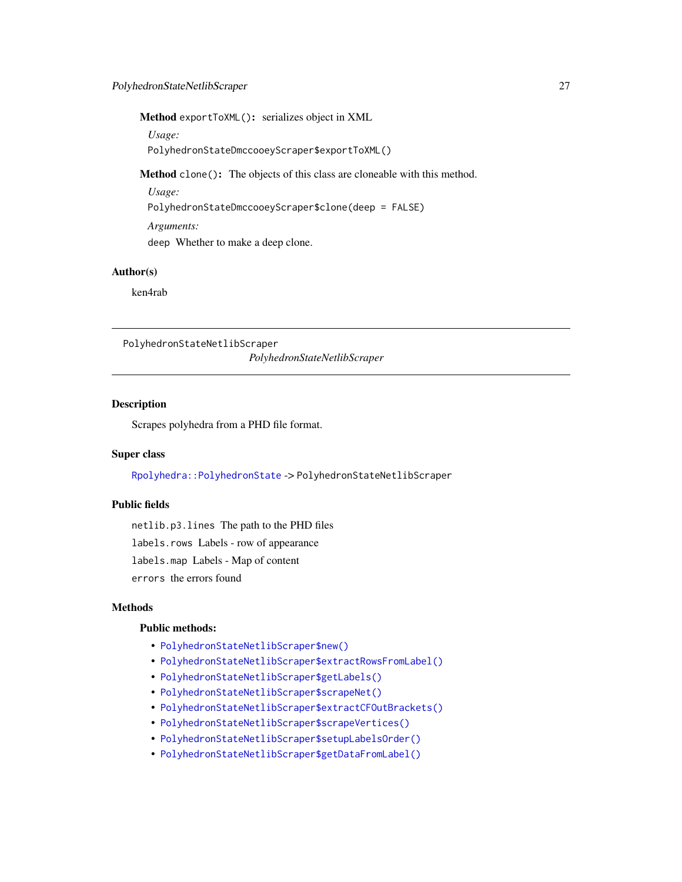**Method** `exportToXML()`: serializes object in XML

*Usage:*

```
PolyhedronStateDmccooeyScraper$exportToXML()
```

**Method** `clone()`: The objects of this class are cloneable with this method.

*Usage:*

```
PolyhedronStateDmccooeyScraper$clone(deep = FALSE)
```

*Arguments:*

`deep` Whether to make a deep clone.

## Author(s)

ken4rab

---

`PolyhedronStateNetlibScraper` *PolyhedronStateNetlibScraper*

---

## Description

Scrapes polyhedra from a PHD file format.

## Super class

`Rpolyhedra::PolyhedronState` -> `PolyhedronStateNetlibScraper`

## Public fields

`netlib.p3.lines` The path to the PHD files

`labels.rows` Labels - row of appearance

`labels.map` Labels - Map of content

`errors` the errors found

## Methods

### Public methods:

- `PolyhedronStateNetlibScraper$new()`
- `PolyhedronStateNetlibScraper$extractRowsFromLabel()`
- `PolyhedronStateNetlibScraper$getLabels()`
- `PolyhedronStateNetlibScraper$scrapeNet()`
- `PolyhedronStateNetlibScraper$extractCFOutBrackets()`
- `PolyhedronStateNetlibScraper$scrapeVertices()`
- `PolyhedronStateNetlibScraper$setupLabelsOrder()`
- `PolyhedronStateNetlibScraper$getDataFromLabel()`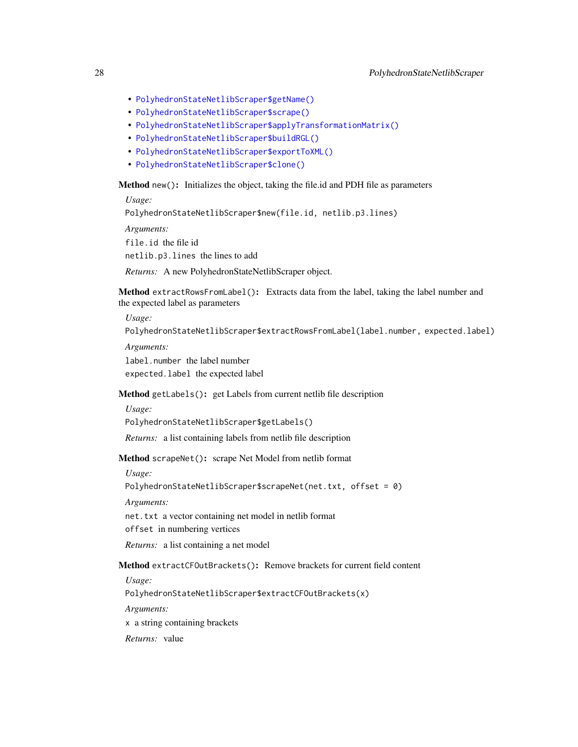- `PolyhedronStateNetlibScraper$getName()`
- `PolyhedronStateNetlibScraper$scrape()`
- `PolyhedronStateNetlibScraper$applyTransformationMatrix()`
- `PolyhedronStateNetlibScraper$buildRGL()`
- `PolyhedronStateNetlibScraper$exportToXML()`
- `PolyhedronStateNetlibScraper$clone()`

**Method** `new()`**:** Initializes the object, taking the file.id and PDH file as parameters

*Usage:*

```
PolyhedronStateNetlibScraper$new(file.id, netlib.p3.lines)
```

*Arguments:*

`file.id` the file id

`netlib.p3.lines` the lines to add

*Returns:* A new PolyhedronStateNetlibScraper object.

**Method** `extractRowsFromLabel()`**:** Extracts data from the label, taking the label number and the expected label as parameters

*Usage:*

```
PolyhedronStateNetlibScraper$extractRowsFromLabel(label.number, expected.label)
```

*Arguments:*

`label.number` the label number

`expected.label` the expected label

**Method** `getLabels()`**:** get Labels from current netlib file description

*Usage:*

```
PolyhedronStateNetlibScraper$getLabels()
```

*Returns:* a list containing labels from netlib file description

**Method** `scrapeNet()`**:** scrape Net Model from netlib format

*Usage:*

```
PolyhedronStateNetlibScraper$scrapeNet(net.txt, offset = 0)
```

*Arguments:*

`net.txt` a vector containing net model in netlib format

`offset` in numbering vertices

*Returns:* a list containing a net model

**Method** `extractCFOutBrackets()`**:** Remove brackets for current field content

*Usage:*

```
PolyhedronStateNetlibScraper$extractCFOutBrackets(x)
```

*Arguments:*

`x` a string containing brackets

*Returns:* value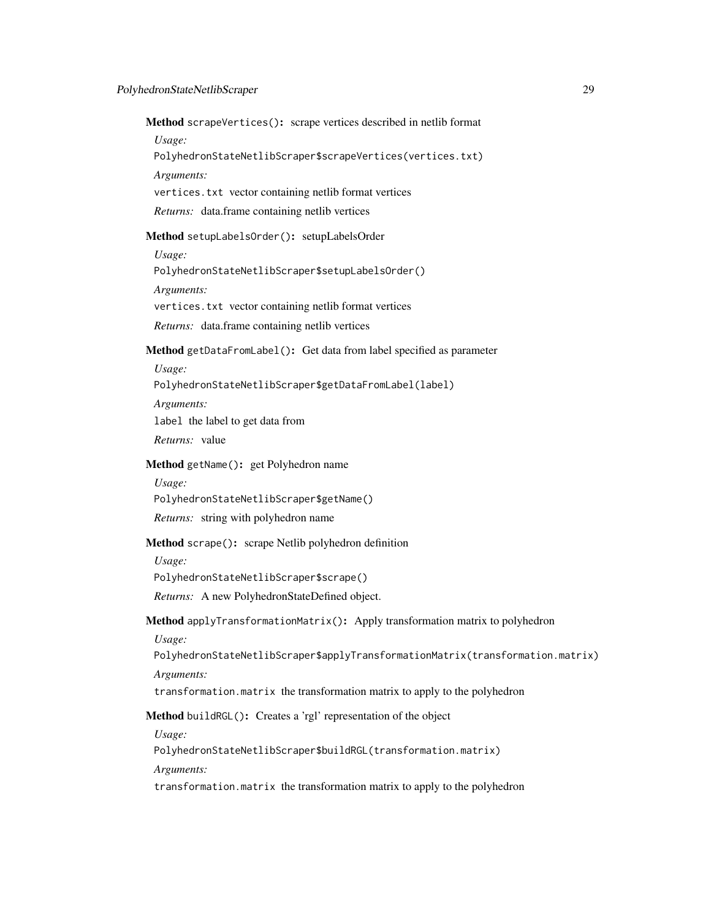**Method** `scrapeVertices()`: scrape vertices described in netlib format

*Usage:*

```
PolyhedronStateNetlibScraper$scrapeVertices(vertices.txt)
```

*Arguments:*

`vertices.txt` vector containing netlib format vertices

*Returns:* data.frame containing netlib vertices

**Method** `setupLabelsOrder()`: setupLabelsOrder

*Usage:*

```
PolyhedronStateNetlibScraper$setupLabelsOrder()
```

*Arguments:*

`vertices.txt` vector containing netlib format vertices

*Returns:* data.frame containing netlib vertices

**Method** `getDataFromLabel()`: Get data from label specified as parameter

*Usage:*

```
PolyhedronStateNetlibScraper$getDataFromLabel(label)
```

*Arguments:*

`label` the label to get data from

*Returns:* value

**Method** `getName()`: get Polyhedron name

*Usage:*

```
PolyhedronStateNetlibScraper$getName()
```

*Returns:* string with polyhedron name

**Method** `scrape()`: scrape Netlib polyhedron definition

*Usage:*

```
PolyhedronStateNetlibScraper$scrape()
```

*Returns:* A new PolyhedronStateDefined object.

**Method** `applyTransformationMatrix()`: Apply transformation matrix to polyhedron

*Usage:*

```
PolyhedronStateNetlibScraper$applyTransformationMatrix(transformation.matrix)
```

*Arguments:*

`transformation.matrix` the transformation matrix to apply to the polyhedron

**Method** `buildRGL()`: Creates a 'rgl' representation of the object

*Usage:*

```
PolyhedronStateNetlibScraper$buildRGL(transformation.matrix)
```

*Arguments:*

`transformation.matrix` the transformation matrix to apply to the polyhedron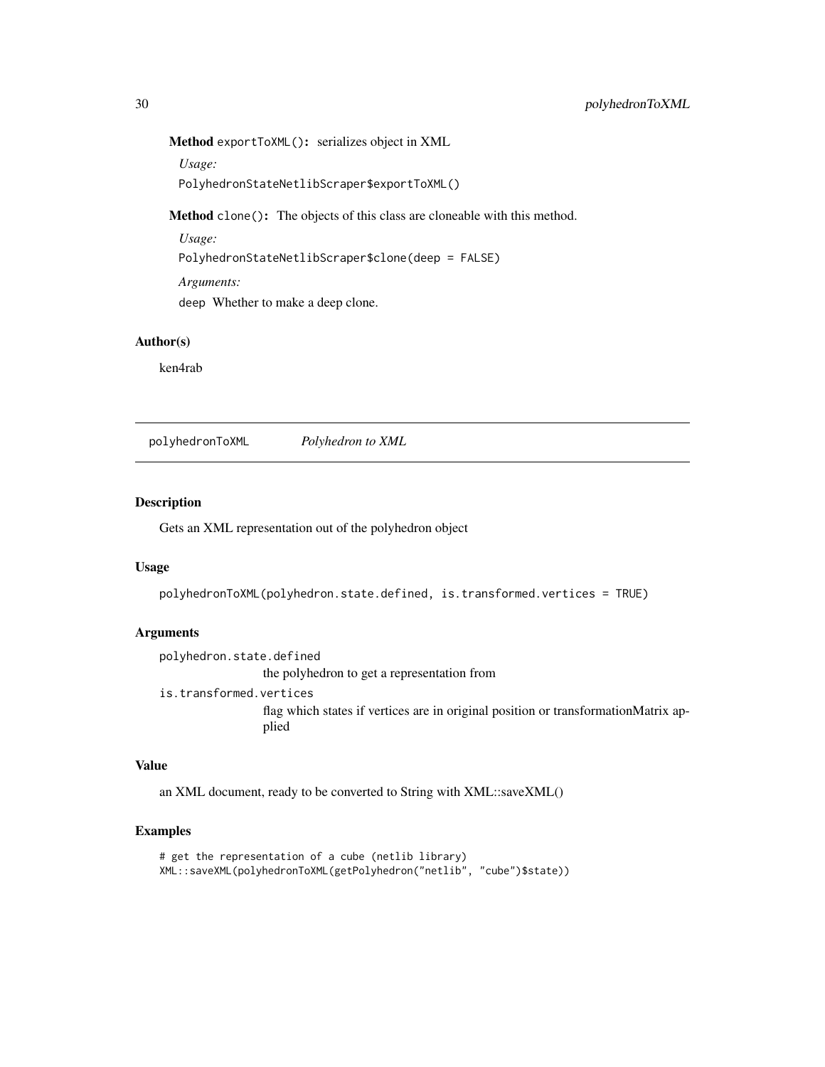**Method** `exportToXML()`: serializes object in XML

*Usage:*

```
PolyhedronStateNetlibScraper$exportToXML()
```

**Method** `clone()`: The objects of this class are cloneable with this method.

*Usage:*

```
PolyhedronStateNetlibScraper$clone(deep = FALSE)
```

*Arguments:*

`deep` Whether to make a deep clone.

### Author(s)

ken4rab

---

## polyhedronToXML &nbsp;&nbsp;&nbsp; *Polyhedron to XML*

### Description

Gets an XML representation out of the polyhedron object

### Usage

```
polyhedronToXML(polyhedron.state.defined, is.transformed.vertices = TRUE)
```

### Arguments

`polyhedron.state.defined`
the polyhedron to get a representation from

`is.transformed.vertices`
flag which states if vertices are in original position or transformationMatrix applied

### Value

an XML document, ready to be converted to String with XML::saveXML()

### Examples

```
# get the representation of a cube (netlib library)
XML::saveXML(polyhedronToXML(getPolyhedron("netlib", "cube")$state))
```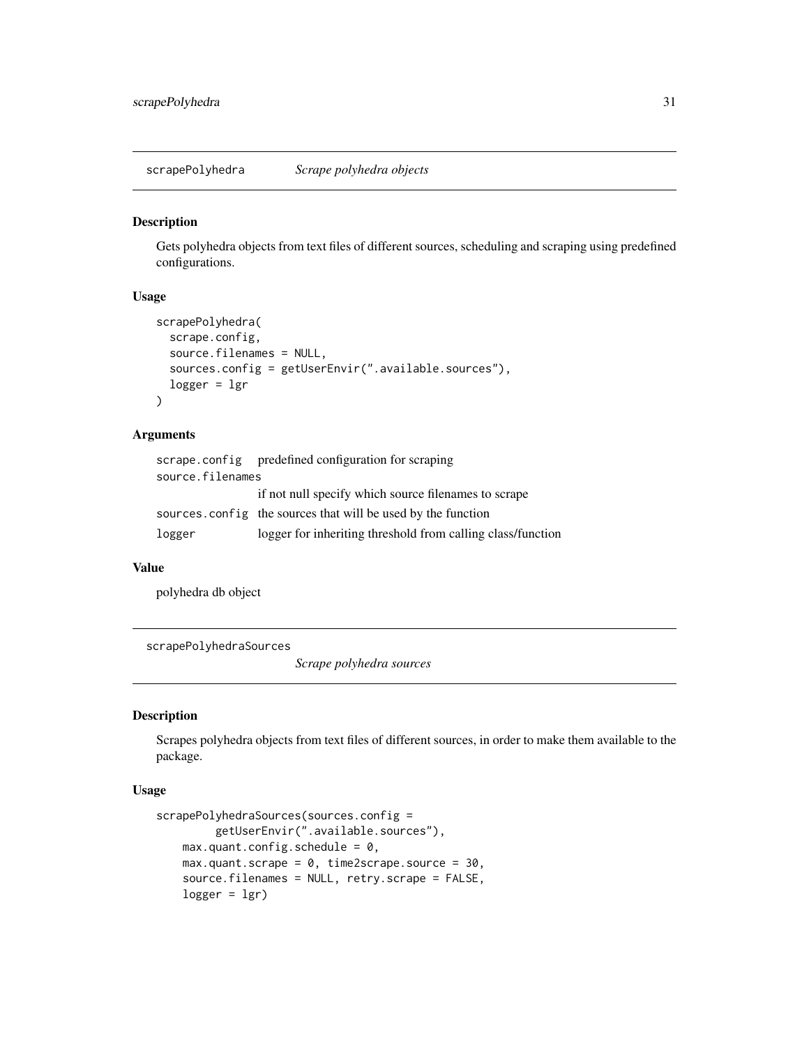## scrapePolyhedra *Scrape polyhedra objects*

### Description

Gets polyhedra objects from text files of different sources, scheduling and scraping using predefined configurations.

### Usage

```
scrapePolyhedra(
  scrape.config,
  source.filenames = NULL,
  sources.config = getUserEnvir(".available.sources"),
  logger = lgr
)
```

### Arguments

| | |
|---|---|
| scrape.config | predefined configuration for scraping |
| source.filenames | if not null specify which source filenames to scrape |
| sources.config | the sources that will be used by the function |
| logger | logger for inheriting threshold from calling class/function |

### Value

polyhedra db object

## scrapePolyhedraSources *Scrape polyhedra sources*

### Description

Scrapes polyhedra objects from text files of different sources, in order to make them available to the package.

### Usage

```
scrapePolyhedraSources(sources.config =
        getUserEnvir(".available.sources"),
    max.quant.config.schedule = 0,
    max.quant.scrape = 0, time2scrape.source = 30,
    source.filenames = NULL, retry.scrape = FALSE,
    logger = lgr)
```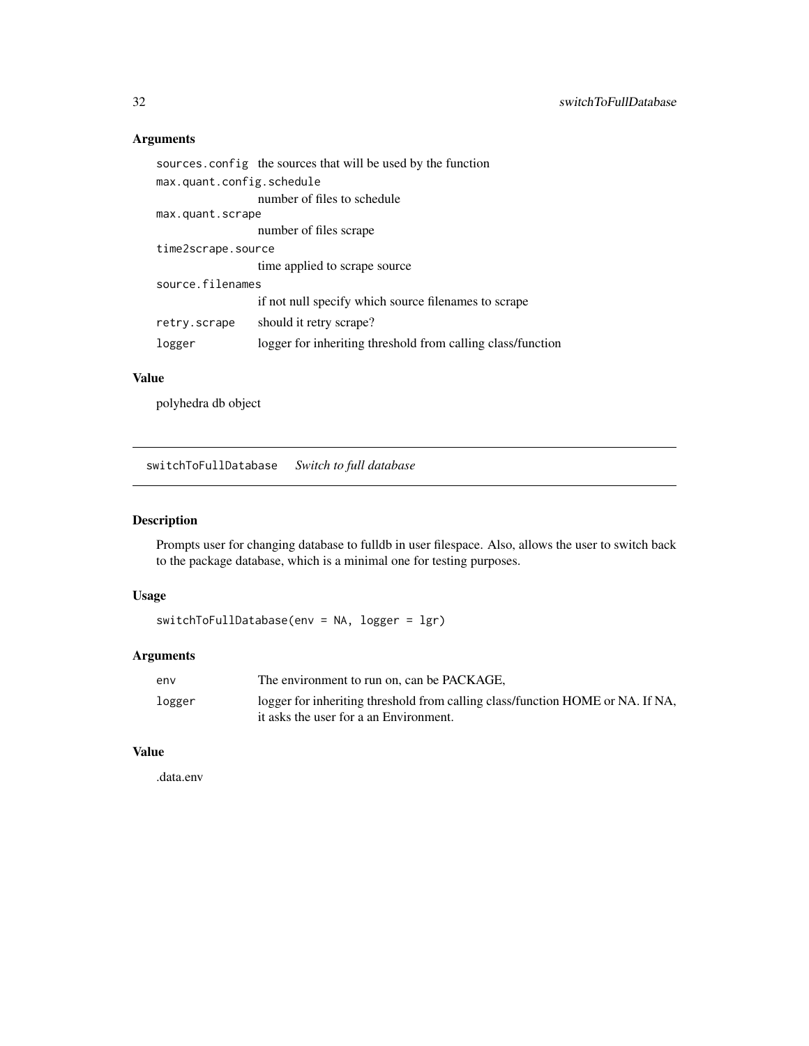### Arguments

| | |
|---|---|
| sources.config | the sources that will be used by the function |
| max.quant.config.schedule | number of files to schedule |
| max.quant.scrape | number of files scrape |
| time2scrape.source | time applied to scrape source |
| source.filenames | if not null specify which source filenames to scrape |
| retry.scrape | should it retry scrape? |
| logger | logger for inheriting threshold from calling class/function |

### Value

polyhedra db object

## switchToFullDatabase *Switch to full database*

### Description

Prompts user for changing database to fulldb in user filespace. Also, allows the user to switch back to the package database, which is a minimal one for testing purposes.

### Usage

```
switchToFullDatabase(env = NA, logger = lgr)
```

### Arguments

| | |
|---|---|
| env | The environment to run on, can be PACKAGE, |
| logger | logger for inheriting threshold from calling class/function HOME or NA. If NA, it asks the user for a an Environment. |

### Value

.data.env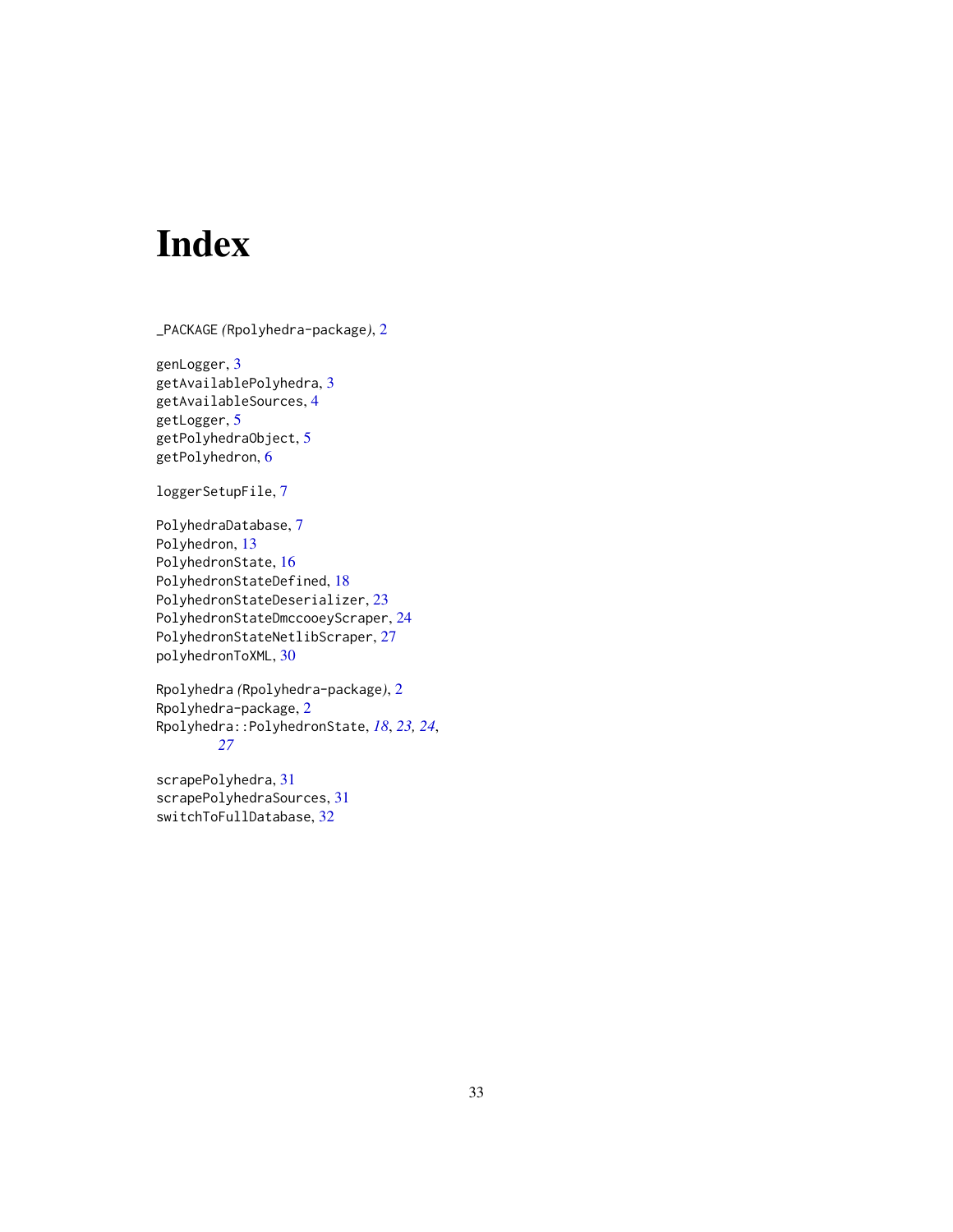# Index

_PACKAGE *(*Rpolyhedra-package*)*, 2

genLogger, 3
getAvailablePolyhedra, 3
getAvailableSources, 4
getLogger, 5
getPolyhedraObject, 5
getPolyhedron, 6

loggerSetupFile, 7

PolyhedraDatabase, 7
Polyhedron, 13
PolyhedronState, 16
PolyhedronStateDefined, 18
PolyhedronStateDeserializer, 23
PolyhedronStateDmccooeyScraper, 24
PolyhedronStateNetlibScraper, 27
polyhedronToXML, 30

Rpolyhedra *(*Rpolyhedra-package*)*, 2
Rpolyhedra-package, 2
Rpolyhedra::PolyhedronState, *18*, *23*, *24*, *27*

scrapePolyhedra, 31
scrapePolyhedraSources, 31
switchToFullDatabase, 32